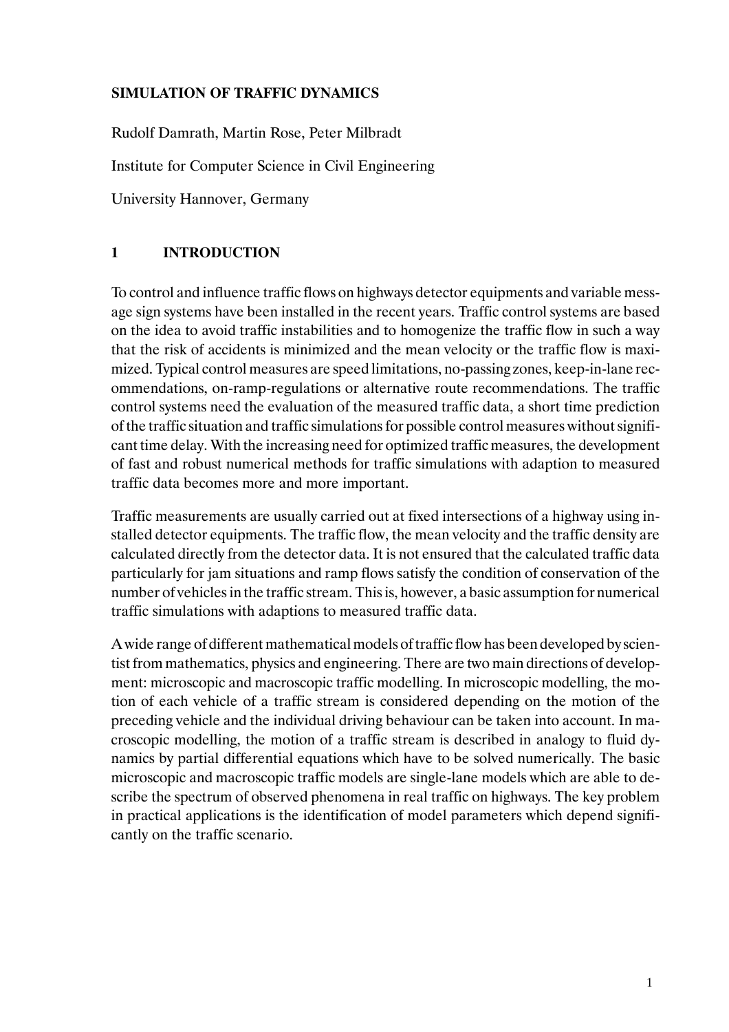# SIMULATION OF TRAFFIC DYNAMICS

Rudolf Damrath, Martin Rose, Peter Milbradt

Institute for Computer Science in Civil Engineering

University Hannover, Germany

## 1 INTRODUCTION

To control and influence traffic flows on highways detector equipments and variable message sign systems have been installed in the recent years. Traffic control systems are based on the idea to avoid traffic instabilities and to homogenize the traffic flow in such a way that the risk of accidents is minimized and the mean velocity or the traffic flow is maximized. Typical control measures are speed limitations, no-passing zones, keep-in-lane recommendations, on-ramp-regulations or alternative route recommendations. The traffic control systems need the evaluation of the measured traffic data, a short time prediction of the traffic situation and traffic simulations for possible control measures without significant time delay. With the increasing need for optimized traffic measures, the development of fast and robust numerical methods for traffic simulations with adaption to measured traffic data becomes more and more important.

Traffic measurements are usually carried out at fixed intersections of a highway using installed detector equipments. The traffic flow, the mean velocity and the traffic density are calculated directly from the detector data. It is not ensured that the calculated traffic data particularly for jam situations and ramp flows satisfy the condition of conservation of the number of vehicles in the traffic stream. This is, however, a basic assumption for numerical traffic simulations with adaptions to measured traffic data.

A wide range of different mathematical models of traffic flow has been developed by scientist from mathematics, physics and engineering. There are two main directions of development: microscopic and macroscopic traffic modelling. In microscopic modelling, the motion of each vehicle of a traffic stream is considered depending on the motion of the preceding vehicle and the individual driving behaviour can be taken into account. In macroscopic modelling, the motion of a traffic stream is described in analogy to fluid dynamics by partial differential equations which have to be solved numerically. The basic microscopic and macroscopic traffic models are single-lane models which are able to describe the spectrum of observed phenomena in real traffic on highways. The key problem in practical applications is the identification of model parameters which depend significantly on the traffic scenario.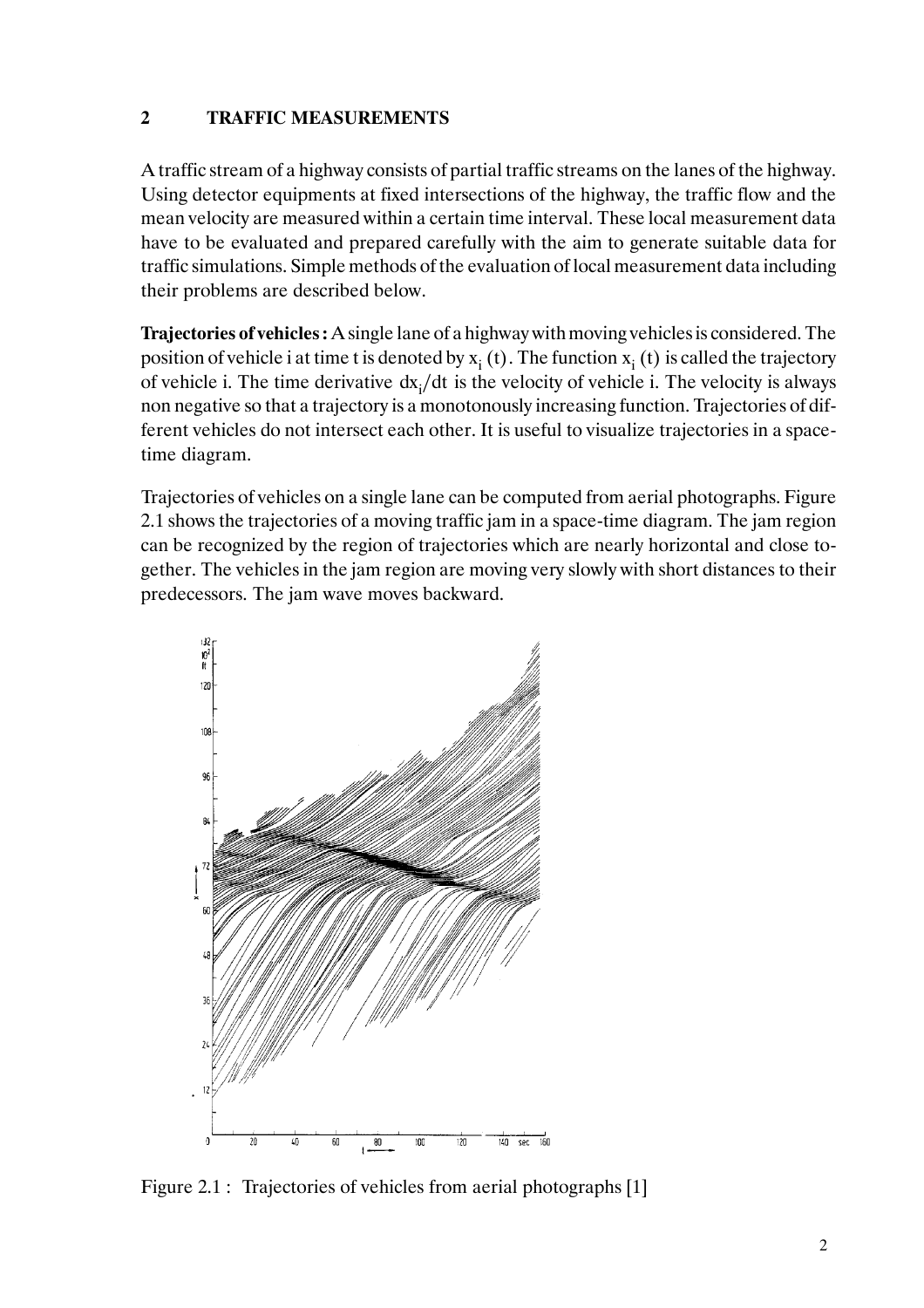## 2 TRAFFIC MEASUREMENTS

A traffic stream of a highway consists of partial traffic streams on the lanes of the highway. Using detector equipments at fixed intersections of the highway, the traffic flow and the mean velocity are measured within a certain time interval. These local measurement data have to be evaluated and prepared carefully with the aim to generate suitable data for traffic simulations. Simple methods of the evaluation of local measurement data including their problems are described below.

**Trajectories of vehicles:** A single lane of a highway with moving vehicles is considered. The position of vehicle i at time t is denoted by $x_i(t)$. The function $x_i(t)$ is called the trajectory of vehicle i. The time derivative $dx_i/dt$ is the velocity of vehicle i. The velocity is always non negative so that a trajectory is a monotonously increasing function. Trajectories of different vehicles do not intersect each other. It is useful to visualize trajectories in a space-time diagram.

Trajectories of vehicles on a single lane can be computed from aerial photographs. Figure 2.1 shows the trajectories of a moving traffic jam in a space-time diagram. The jam region can be recognized by the region of trajectories which are nearly horizontal and close together. The vehicles in the jam region are moving very slowly with short distances to their predecessors. The jam wave moves backward.

Figure 2.1 : Trajectories of vehicles from aerial photographs [1]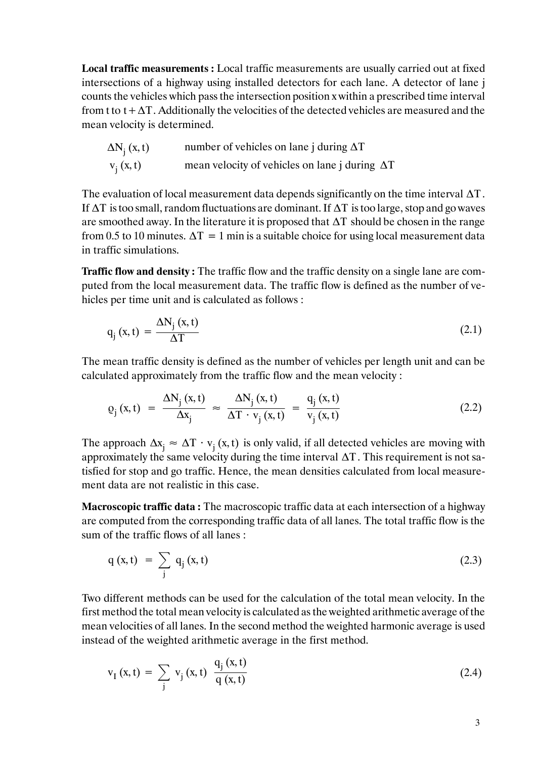**Local traffic measurements :** Local traffic measurements are usually carried out at fixed intersections of a highway using installed detectors for each lane. A detector of lane j counts the vehicles which pass the intersection position x within a prescribed time interval from t to $t + \Delta T$. Additionally the velocities of the detected vehicles are measured and the mean velocity is determined.

| | |
|---|---|
| $\Delta N_j(x, t)$ | number of vehicles on lane j during $\Delta T$ |
| $v_j(x, t)$ | mean velocity of vehicles on lane j during $\Delta T$ |

The evaluation of local measurement data depends significantly on the time interval $\Delta T$. If $\Delta T$ is too small, random fluctuations are dominant. If $\Delta T$ is too large, stop and go waves are smoothed away. In the literature it is proposed that $\Delta T$ should be chosen in the range from 0.5 to 10 minutes. $\Delta T = 1$ min is a suitable choice for using local measurement data in traffic simulations.

**Traffic flow and density :** The traffic flow and the traffic density on a single lane are computed from the local measurement data. The traffic flow is defined as the number of vehicles per time unit and is calculated as follows :

$$q_j(x, t) = \frac{\Delta N_j(x, t)}{\Delta T} \tag{2.1}$$

The mean traffic density is defined as the number of vehicles per length unit and can be calculated approximately from the traffic flow and the mean velocity :

$$\varrho_j(x, t) = \frac{\Delta N_j(x, t)}{\Delta x_j} \approx \frac{\Delta N_j(x, t)}{\Delta T \cdot v_j(x, t)} = \frac{q_j(x, t)}{v_j(x, t)} \tag{2.2}$$

The approach $\Delta x_j \approx \Delta T \cdot v_j(x, t)$ is only valid, if all detected vehicles are moving with approximately the same velocity during the time interval $\Delta T$. This requirement is not satisfied for stop and go traffic. Hence, the mean densities calculated from local measurement data are not realistic in this case.

**Macroscopic traffic data :** The macroscopic traffic data at each intersection of a highway are computed from the corresponding traffic data of all lanes. The total traffic flow is the sum of the traffic flows of all lanes :

$$q(x, t) = \sum_j q_j(x, t) \tag{2.3}$$

Two different methods can be used for the calculation of the total mean velocity. In the first method the total mean velocity is calculated as the weighted arithmetic average of the mean velocities of all lanes. In the second method the weighted harmonic average is used instead of the weighted arithmetic average in the first method.

$$v_I(x, t) = \sum_j v_j(x, t) \, \frac{q_j(x, t)}{q(x, t)} \tag{2.4}$$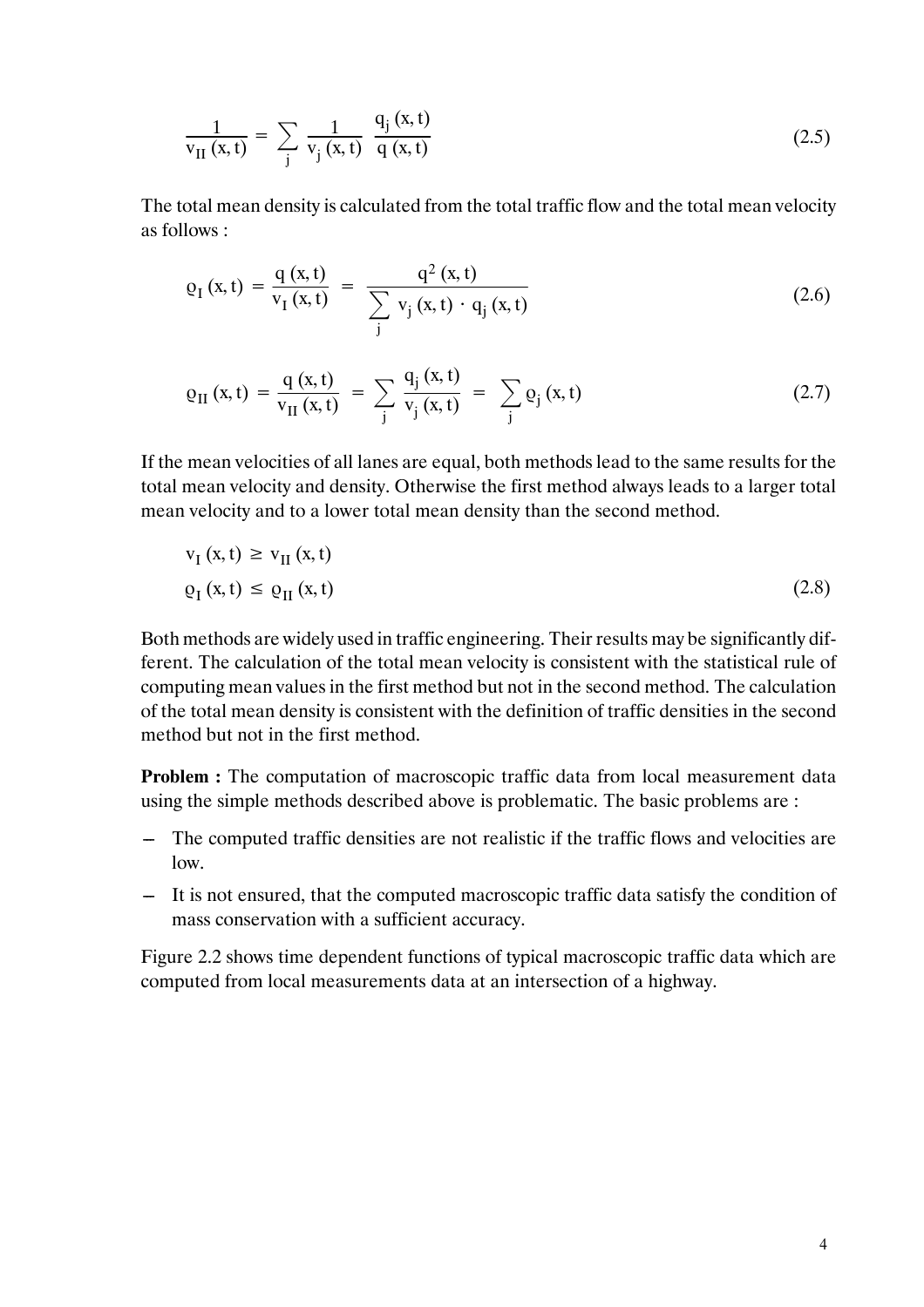$$\frac{1}{v_{II}(x,t)} = \sum_j \frac{1}{v_j(x,t)} \frac{q_j(x,t)}{q(x,t)} \tag{2.5}$$

The total mean density is calculated from the total traffic flow and the total mean velocity as follows :

$$\varrho_I(x,t) = \frac{q(x,t)}{v_I(x,t)} = \frac{q^2(x,t)}{\sum_j v_j(x,t) \cdot q_j(x,t)} \tag{2.6}$$

$$\varrho_{II}(x,t) = \frac{q(x,t)}{v_{II}(x,t)} = \sum_j \frac{q_j(x,t)}{v_j(x,t)} = \sum_j \varrho_j(x,t) \tag{2.7}$$

If the mean velocities of all lanes are equal, both methods lead to the same results for the total mean velocity and density. Otherwise the first method always leads to a larger total mean velocity and to a lower total mean density than the second method.

$$\begin{aligned} &v_I(x,t) \geq v_{II}(x,t) \\ &\varrho_I(x,t) \leq \varrho_{II}(x,t) \end{aligned} \tag{2.8}$$

Both methods are widely used in traffic engineering. Their results may be significantly different. The calculation of the total mean velocity is consistent with the statistical rule of computing mean values in the first method but not in the second method. The calculation of the total mean density is consistent with the definition of traffic densities in the second method but not in the first method.

**Problem :** The computation of macroscopic traffic data from local measurement data using the simple methods described above is problematic. The basic problems are :

- The computed traffic densities are not realistic if the traffic flows and velocities are low.
- It is not ensured, that the computed macroscopic traffic data satisfy the condition of mass conservation with a sufficient accuracy.

Figure 2.2 shows time dependent functions of typical macroscopic traffic data which are computed from local measurements data at an intersection of a highway.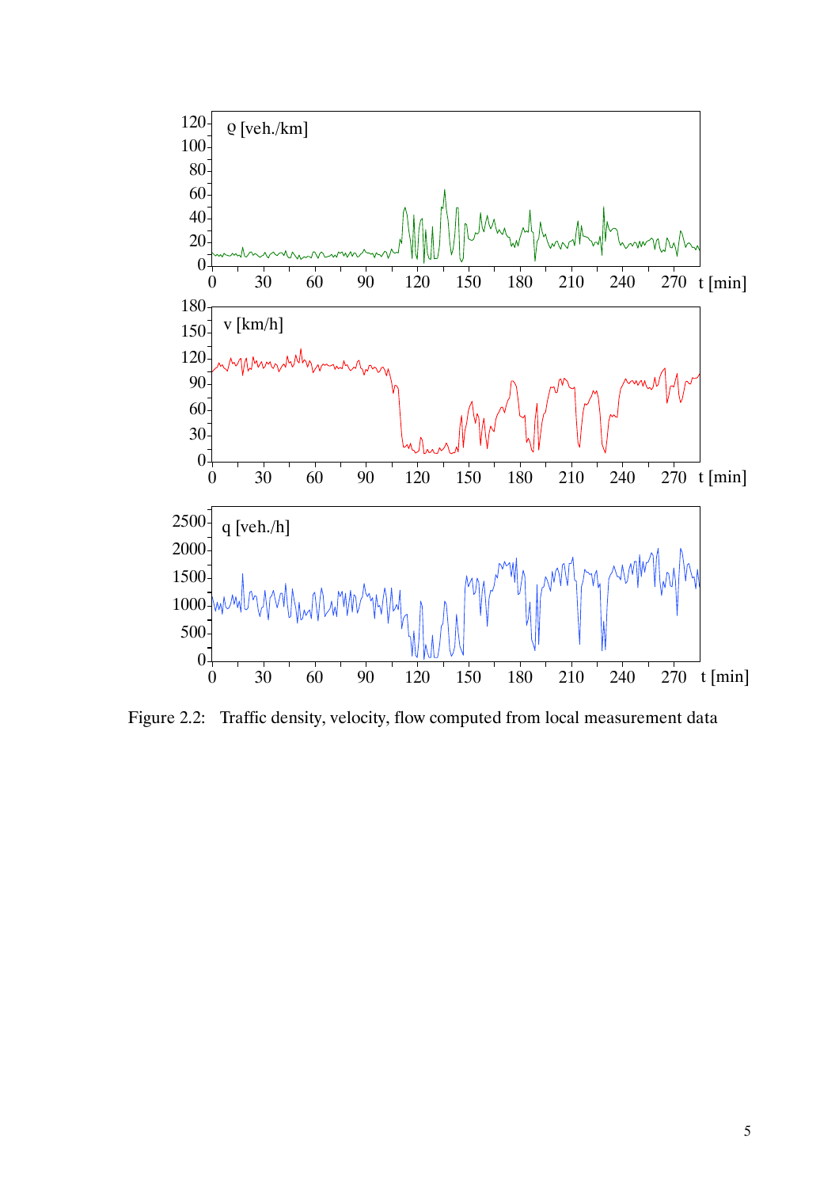Figure 2.2: Traffic density, velocity, flow computed from local measurement data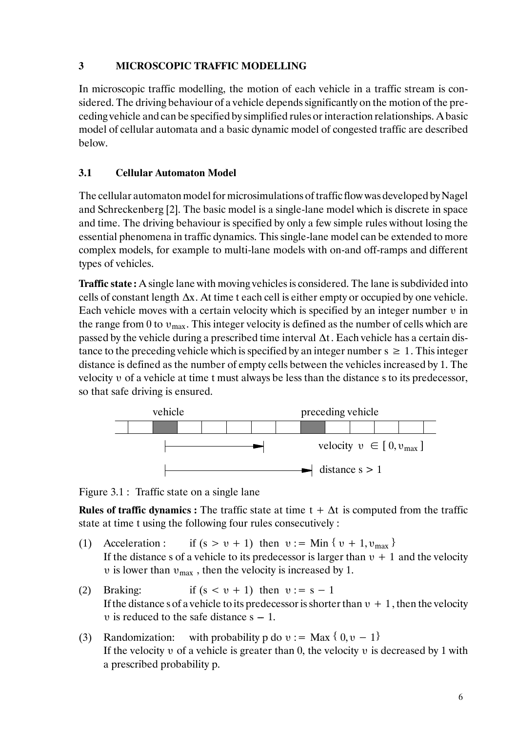## 3 MICROSCOPIC TRAFFIC MODELLING

In microscopic traffic modelling, the motion of each vehicle in a traffic stream is considered. The driving behaviour of a vehicle depends significantly on the motion of the preceding vehicle and can be specified by simplified rules or interaction relationships. A basic model of cellular automata and a basic dynamic model of congested traffic are described below.

### 3.1 Cellular Automaton Model

The cellular automaton model for microsimulations of traffic flow was developed by Nagel and Schreckenberg [2]. The basic model is a single-lane model which is discrete in space and time. The driving behaviour is specified by only a few simple rules without losing the essential phenomena in traffic dynamics. This single-lane model can be extended to more complex models, for example to multi-lane models with on-and off-ramps and different types of vehicles.

**Traffic state :** A single lane with moving vehicles is considered. The lane is subdivided into cells of constant length $\Delta x$. At time t each cell is either empty or occupied by one vehicle. Each vehicle moves with a certain velocity which is specified by an integer number $\upsilon$ in the range from 0 to $\upsilon_{max}$. This integer velocity is defined as the number of cells which are passed by the vehicle during a prescribed time interval $\Delta t$. Each vehicle has a certain distance to the preceding vehicle which is specified by an integer number $s \geq 1$. This integer distance is defined as the number of empty cells between the vehicles increased by 1. The velocity $\upsilon$ of a vehicle at time t must always be less than the distance s to its predecessor, so that safe driving is ensured.

vehicle | preceding vehicle

velocity $\upsilon \in [0, \upsilon_{max}]$

distance $s > 1$

Figure 3.1 : Traffic state on a single lane

**Rules of traffic dynamics :** The traffic state at time $t + \Delta t$ is computed from the traffic state at time t using the following four rules consecutively :

(1) Acceleration : if $(s > \upsilon + 1)$ then $\upsilon := \mathrm{Min}\{\upsilon + 1, \upsilon_{max}\}$
If the distance s of a vehicle to its predecessor is larger than $\upsilon + 1$ and the velocity $\upsilon$ is lower than $\upsilon_{max}$, then the velocity is increased by 1.

(2) Braking: if $(s < \upsilon + 1)$ then $\upsilon := s - 1$
If the distance s of a vehicle to its predecessor is shorter than $\upsilon + 1$, then the velocity $\upsilon$ is reduced to the safe distance $s - 1$.

(3) Randomization: with probability p do $\upsilon := \mathrm{Max}\{0, \upsilon - 1\}$
If the velocity $\upsilon$ of a vehicle is greater than 0, the velocity $\upsilon$ is decreased by 1 with a prescribed probability p.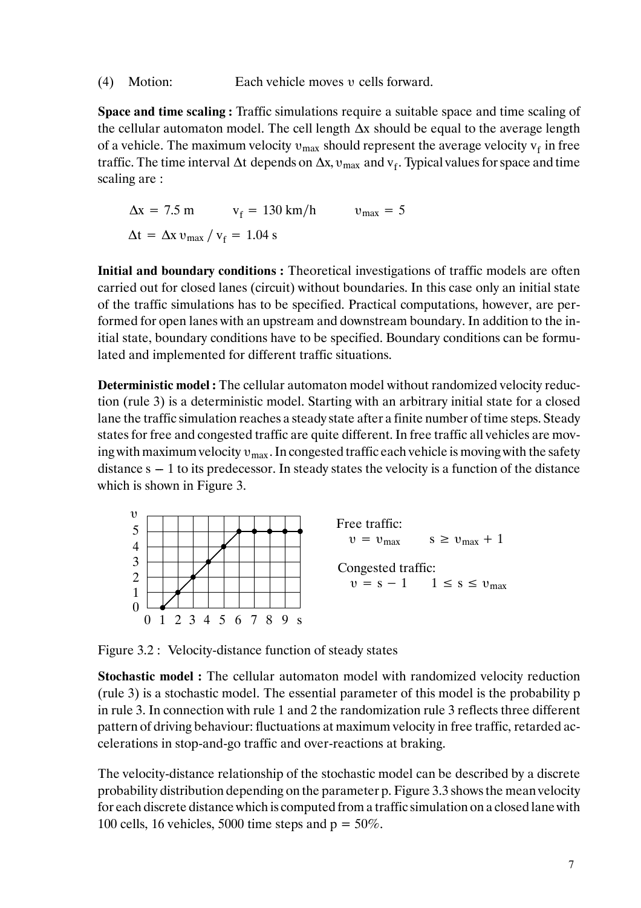(4) Motion: Each vehicle moves $\upsilon$ cells forward.

**Space and time scaling :** Traffic simulations require a suitable space and time scaling of the cellular automaton model. The cell length $\Delta x$ should be equal to the average length of a vehicle. The maximum velocity $\upsilon_{max}$ should represent the average velocity $v_f$ in free traffic. The time interval $\Delta t$ depends on $\Delta x$, $\upsilon_{max}$ and $v_f$. Typical values for space and time scaling are :

$$\Delta x = 7.5 \text{ m} \qquad v_f = 130 \text{ km/h} \qquad \upsilon_{max} = 5$$

$$\Delta t = \Delta x \, \upsilon_{max} / v_f = 1.04 \text{ s}$$

**Initial and boundary conditions :** Theoretical investigations of traffic models are often carried out for closed lanes (circuit) without boundaries. In this case only an initial state of the traffic simulations has to be specified. Practical computations, however, are performed for open lanes with an upstream and downstream boundary. In addition to the initial state, boundary conditions have to be specified. Boundary conditions can be formulated and implemented for different traffic situations.

**Deterministic model :** The cellular automaton model without randomized velocity reduction (rule 3) is a deterministic model. Starting with an arbitrary initial state for a closed lane the traffic simulation reaches a steady state after a finite number of time steps. Steady states for free and congested traffic are quite different. In free traffic all vehicles are moving with maximum velocity $\upsilon_{max}$. In congested traffic each vehicle is moving with the safety distance $s - 1$ to its predecessor. In steady states the velocity is a function of the distance which is shown in Figure 3.

Free traffic:
$\upsilon = \upsilon_{max} \qquad s \geq \upsilon_{max} + 1$

Congested traffic:
$\upsilon = s - 1 \qquad 1 \leq s \leq \upsilon_{max}$

Figure 3.2 : Velocity-distance function of steady states

**Stochastic model :** The cellular automaton model with randomized velocity reduction (rule 3) is a stochastic model. The essential parameter of this model is the probability p in rule 3. In connection with rule 1 and 2 the randomization rule 3 reflects three different pattern of driving behaviour: fluctuations at maximum velocity in free traffic, retarded accelerations in stop-and-go traffic and over-reactions at braking.

The velocity-distance relationship of the stochastic model can be described by a discrete probability distribution depending on the parameter p. Figure 3.3 shows the mean velocity for each discrete distance which is computed from a traffic simulation on a closed lane with 100 cells, 16 vehicles, 5000 time steps and $p = 50\%$.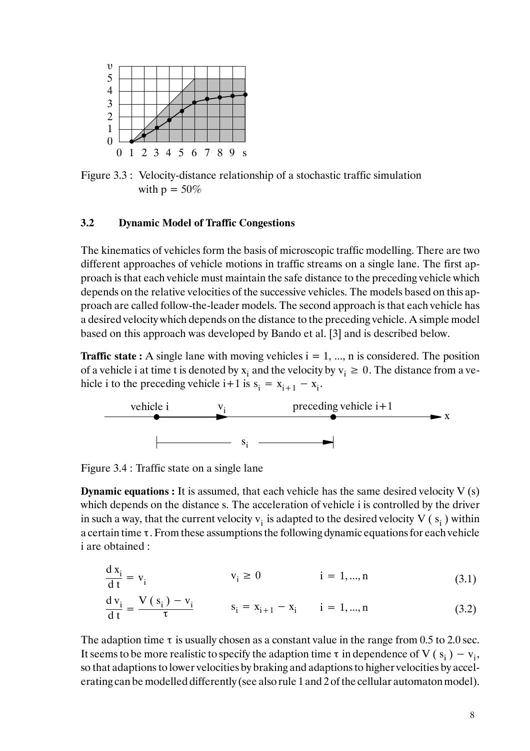Figure 3.3 : Velocity-distance relationship of a stochastic traffic simulation with p = 50%

### 3.2 Dynamic Model of Traffic Congestions

The kinematics of vehicles form the basis of microscopic traffic modelling. There are two different approaches of vehicle motions in traffic streams on a single lane. The first approach is that each vehicle must maintain the safe distance to the preceding vehicle which depends on the relative velocities of the successive vehicles. The models based on this approach are called follow-the-leader models. The second approach is that each vehicle has a desired velocity which depends on the distance to the preceding vehicle. A simple model based on this approach was developed by Bando et al. [3] and is described below.

**Traffic state :** A single lane with moving vehicles $i = 1, ..., n$ is considered. The position of a vehicle i at time t is denoted by $x_i$ and the velocity by $v_i \geq 0$. The distance from a vehicle i to the preceding vehicle i+1 is $s_i = x_{i+1} - x_i$.

Figure 3.4 : Traffic state on a single lane

**Dynamic equations :** It is assumed, that each vehicle has the same desired velocity V (s) which depends on the distance s. The acceleration of vehicle i is controlled by the driver in such a way, that the current velocity $v_i$ is adapted to the desired velocity $V(s_i)$ within a certain time $\tau$. From these assumptions the following dynamic equations for each vehicle i are obtained :

$$\frac{dx_i}{dt} = v_i \qquad v_i \geq 0 \qquad i = 1, ..., n \tag{3.1}$$

$$\frac{dv_i}{dt} = \frac{V(s_i) - v_i}{\tau} \qquad s_i = x_{i+1} - x_i \qquad i = 1, ..., n \tag{3.2}$$

The adaption time $\tau$ is usually chosen as a constant value in the range from 0.5 to 2.0 sec. It seems to be more realistic to specify the adaption time $\tau$ in dependence of $V(s_i) - v_i$, so that adaptions to lower velocities by braking and adaptions to higher velocities by accelerating can be modelled differently (see also rule 1 and 2 of the cellular automaton model).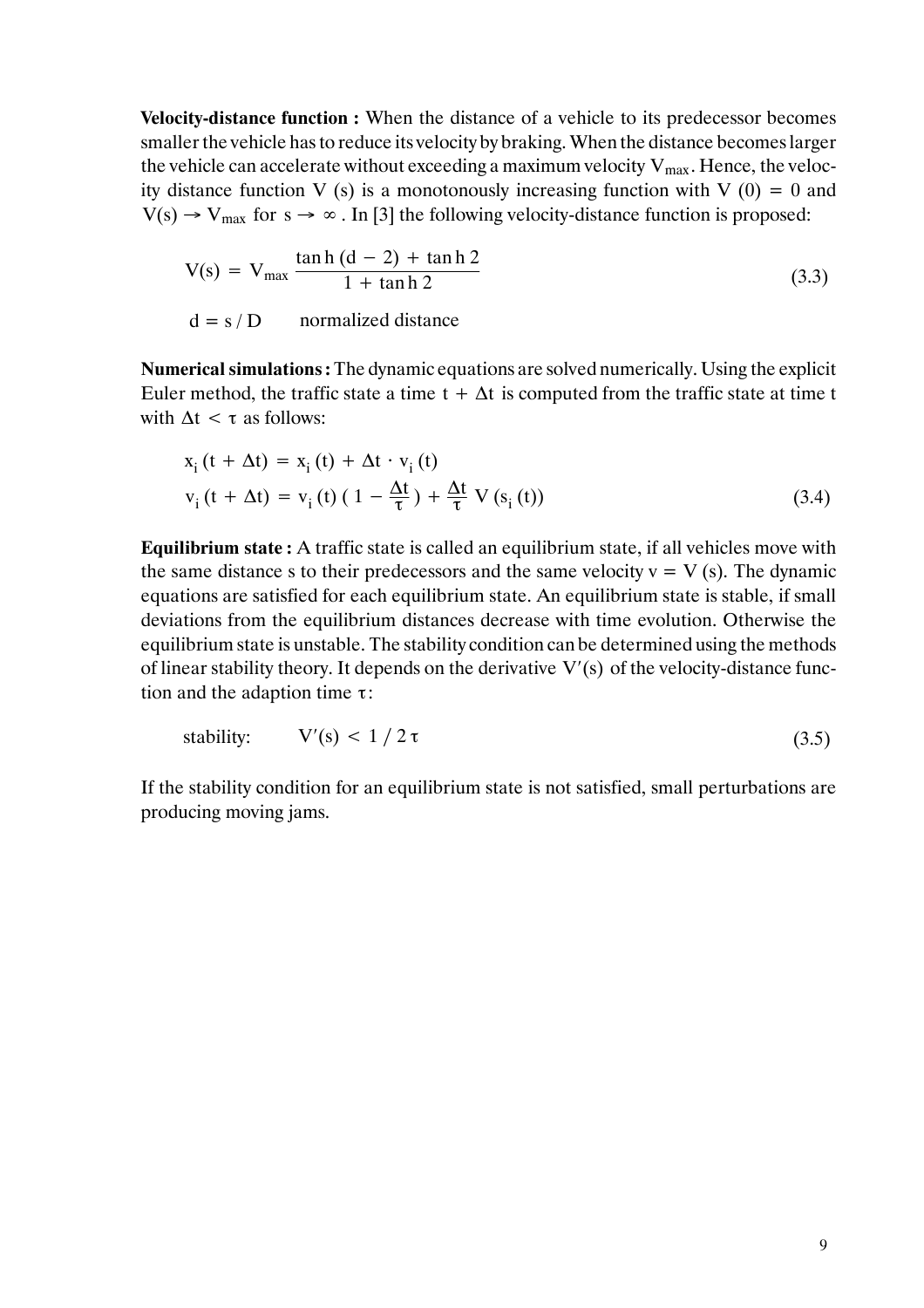**Velocity-distance function :** When the distance of a vehicle to its predecessor becomes smaller the vehicle has to reduce its velocity by braking. When the distance becomes larger the vehicle can accelerate without exceeding a maximum velocity $V_{max}$. Hence, the velocity distance function $V(s)$ is a monotonously increasing function with $V(0) = 0$ and $V(s) \rightarrow V_{max}$ for $s \rightarrow \infty$. In [3] the following velocity-distance function is proposed:

$$V(s) = V_{max} \frac{\tanh(d - 2) + \tanh 2}{1 + \tanh 2} \tag{3.3}$$

$d = s / D$ normalized distance

**Numerical simulations :** The dynamic equations are solved numerically. Using the explicit Euler method, the traffic state a time $t + \Delta t$ is computed from the traffic state at time t with $\Delta t < \tau$ as follows:

$$\begin{aligned} x_i(t + \Delta t) &= x_i(t) + \Delta t \cdot v_i(t) \\ v_i(t + \Delta t) &= v_i(t) \left(1 - \frac{\Delta t}{\tau}\right) + \frac{\Delta t}{\tau} V(s_i(t)) \end{aligned} \tag{3.4}$$

**Equilibrium state :** A traffic state is called an equilibrium state, if all vehicles move with the same distance s to their predecessors and the same velocity $v = V(s)$. The dynamic equations are satisfied for each equilibrium state. An equilibrium state is stable, if small deviations from the equilibrium distances decrease with time evolution. Otherwise the equilibrium state is unstable. The stability condition can be determined using the methods of linear stability theory. It depends on the derivative $V'(s)$ of the velocity-distance function and the adaption time $\tau$:

$$\text{stability:} \qquad V'(s) < 1 / 2\tau \tag{3.5}$$

If the stability condition for an equilibrium state is not satisfied, small perturbations are producing moving jams.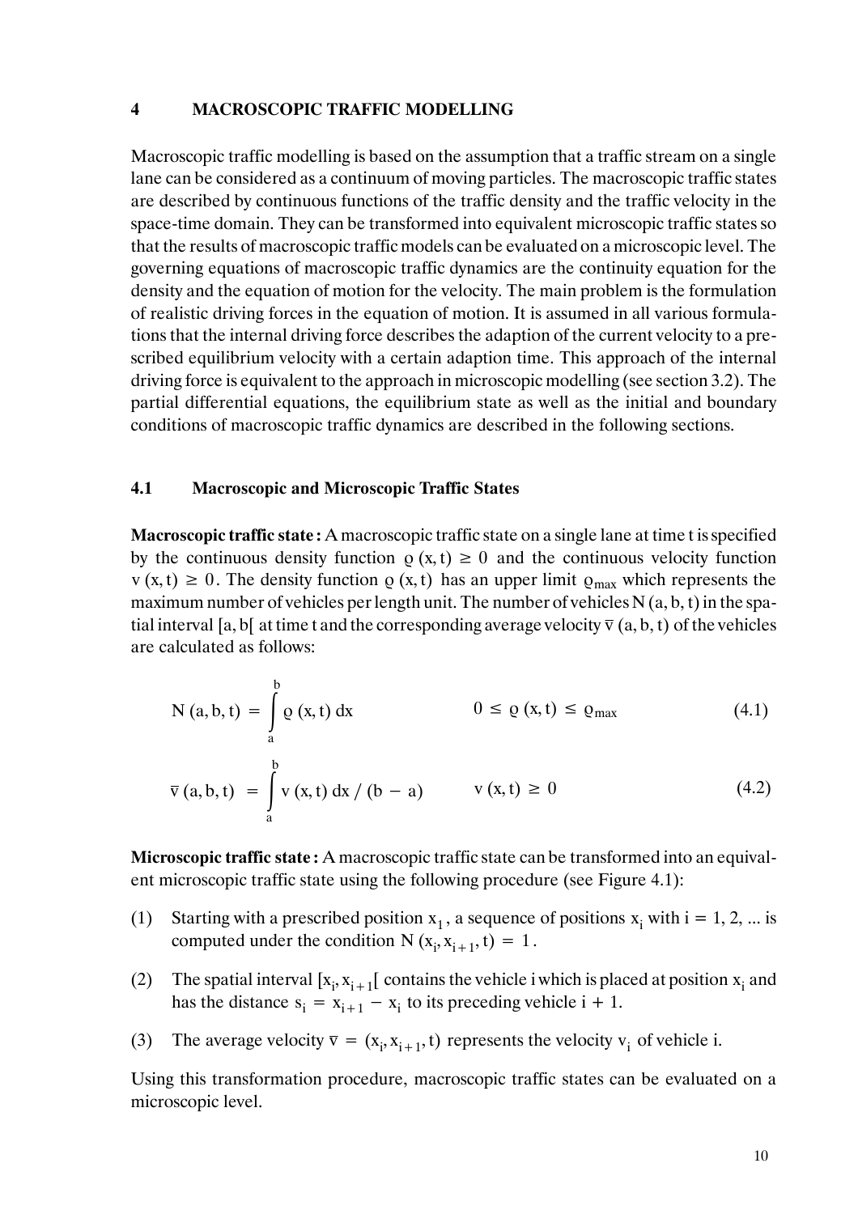# 4 MACROSCOPIC TRAFFIC MODELLING

Macroscopic traffic modelling is based on the assumption that a traffic stream on a single lane can be considered as a continuum of moving particles. The macroscopic traffic states are described by continuous functions of the traffic density and the traffic velocity in the space-time domain. They can be transformed into equivalent microscopic traffic states so that the results of macroscopic traffic models can be evaluated on a microscopic level. The governing equations of macroscopic traffic dynamics are the continuity equation for the density and the equation of motion for the velocity. The main problem is the formulation of realistic driving forces in the equation of motion. It is assumed in all various formulations that the internal driving force describes the adaption of the current velocity to a prescribed equilibrium velocity with a certain adaption time. This approach of the internal driving force is equivalent to the approach in microscopic modelling (see section 3.2). The partial differential equations, the equilibrium state as well as the initial and boundary conditions of macroscopic traffic dynamics are described in the following sections.

## 4.1 Macroscopic and Microscopic Traffic States

**Macroscopic traffic state :** A macroscopic traffic state on a single lane at time t is specified by the continuous density function $\varrho(x,t) \geq 0$ and the continuous velocity function $v(x,t) \geq 0$. The density function $\varrho(x,t)$ has an upper limit $\varrho_{max}$ which represents the maximum number of vehicles per length unit. The number of vehicles $N(a,b,t)$ in the spatial interval $[a,b[$ at time t and the corresponding average velocity $\bar{v}(a,b,t)$ of the vehicles are calculated as follows:

$$N(a,b,t) = \int_a^b \varrho(x,t)\,dx \qquad\qquad 0 \leq \varrho(x,t) \leq \varrho_{max} \tag{4.1}$$

$$\bar{v}(a,b,t) = \int_a^b v(x,t)\,dx \,/\, (b-a) \qquad\qquad v(x,t) \geq 0 \tag{4.2}$$

**Microscopic traffic state :** A macroscopic traffic state can be transformed into an equivalent microscopic traffic state using the following procedure (see Figure 4.1):

(1) Starting with a prescribed position $x_1$, a sequence of positions $x_i$ with $i = 1, 2, \ldots$ is computed under the condition $N(x_i, x_{i+1}, t) = 1$.

(2) The spatial interval $[x_i, x_{i+1}[$ contains the vehicle i which is placed at position $x_i$ and has the distance $s_i = x_{i+1} - x_i$ to its preceding vehicle $i + 1$.

(3) The average velocity $\bar{v} = (x_i, x_{i+1}, t)$ represents the velocity $v_i$ of vehicle i.

Using this transformation procedure, macroscopic traffic states can be evaluated on a microscopic level.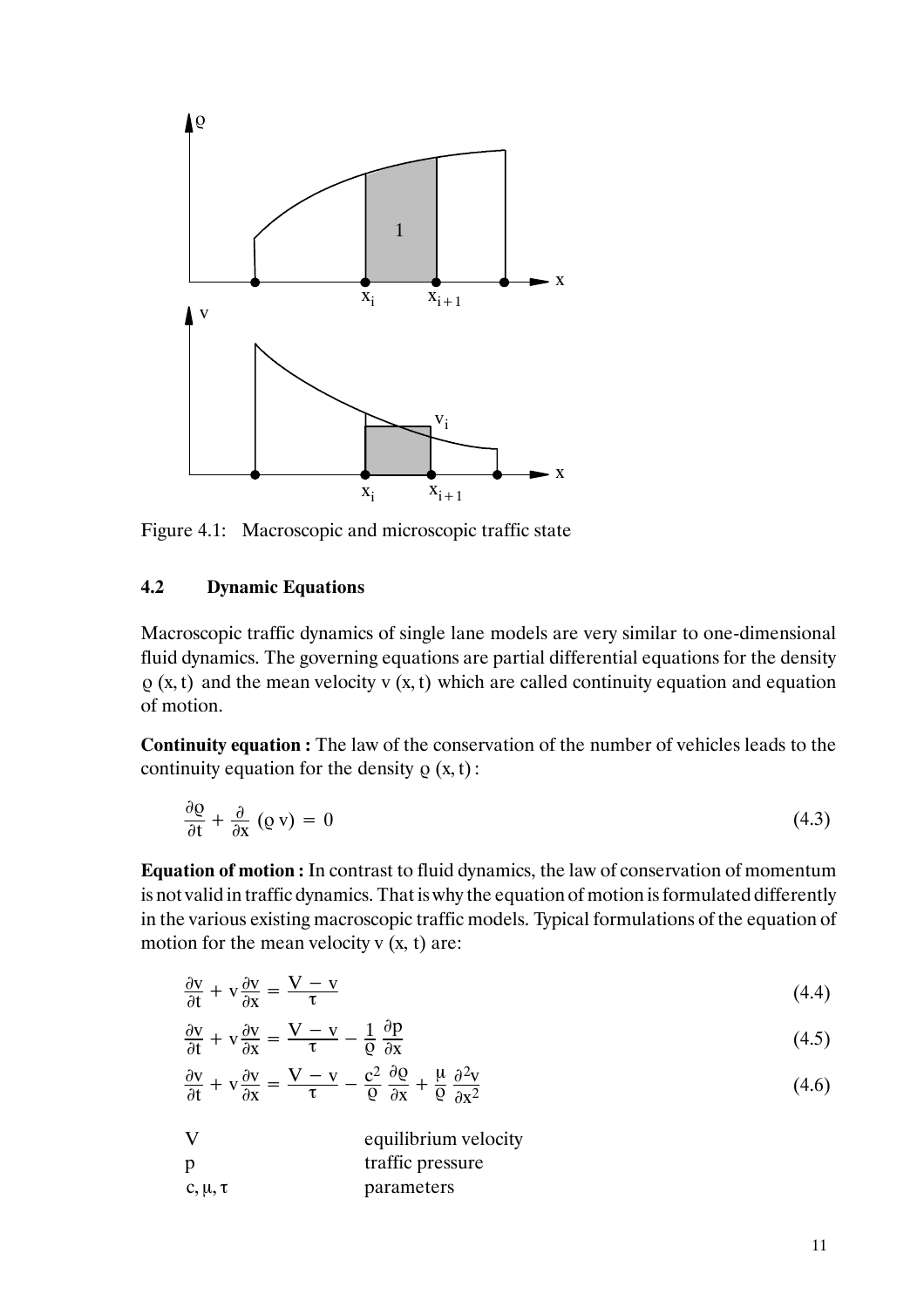Figure 4.1: Macroscopic and microscopic traffic state

### 4.2 Dynamic Equations

Macroscopic traffic dynamics of single lane models are very similar to one-dimensional fluid dynamics. The governing equations are partial differential equations for the density $\varrho(x, t)$ and the mean velocity $v(x, t)$ which are called continuity equation and equation of motion.

**Continuity equation :** The law of the conservation of the number of vehicles leads to the continuity equation for the density $\varrho(x, t)$ :

$$\frac{\partial \varrho}{\partial t} + \frac{\partial}{\partial x}(\varrho\, v) = 0 \tag{4.3}$$

**Equation of motion :** In contrast to fluid dynamics, the law of conservation of momentum is not valid in traffic dynamics. That is why the equation of motion is formulated differently in the various existing macroscopic traffic models. Typical formulations of the equation of motion for the mean velocity $v(x, t)$ are:

$$\frac{\partial v}{\partial t} + v\frac{\partial v}{\partial x} = \frac{V - v}{\tau} \tag{4.4}$$

$$\frac{\partial v}{\partial t} + v\frac{\partial v}{\partial x} = \frac{V - v}{\tau} - \frac{1}{\varrho}\frac{\partial p}{\partial x} \tag{4.5}$$

$$\frac{\partial v}{\partial t} + v\frac{\partial v}{\partial x} = \frac{V - v}{\tau} - \frac{c^2}{\varrho}\frac{\partial \varrho}{\partial x} + \frac{\mu}{\varrho}\frac{\partial^2 v}{\partial x^2} \tag{4.6}$$

| | |
|---|---|
| $V$ | equilibrium velocity |
| $p$ | traffic pressure |
| $c, \mu, \tau$ | parameters |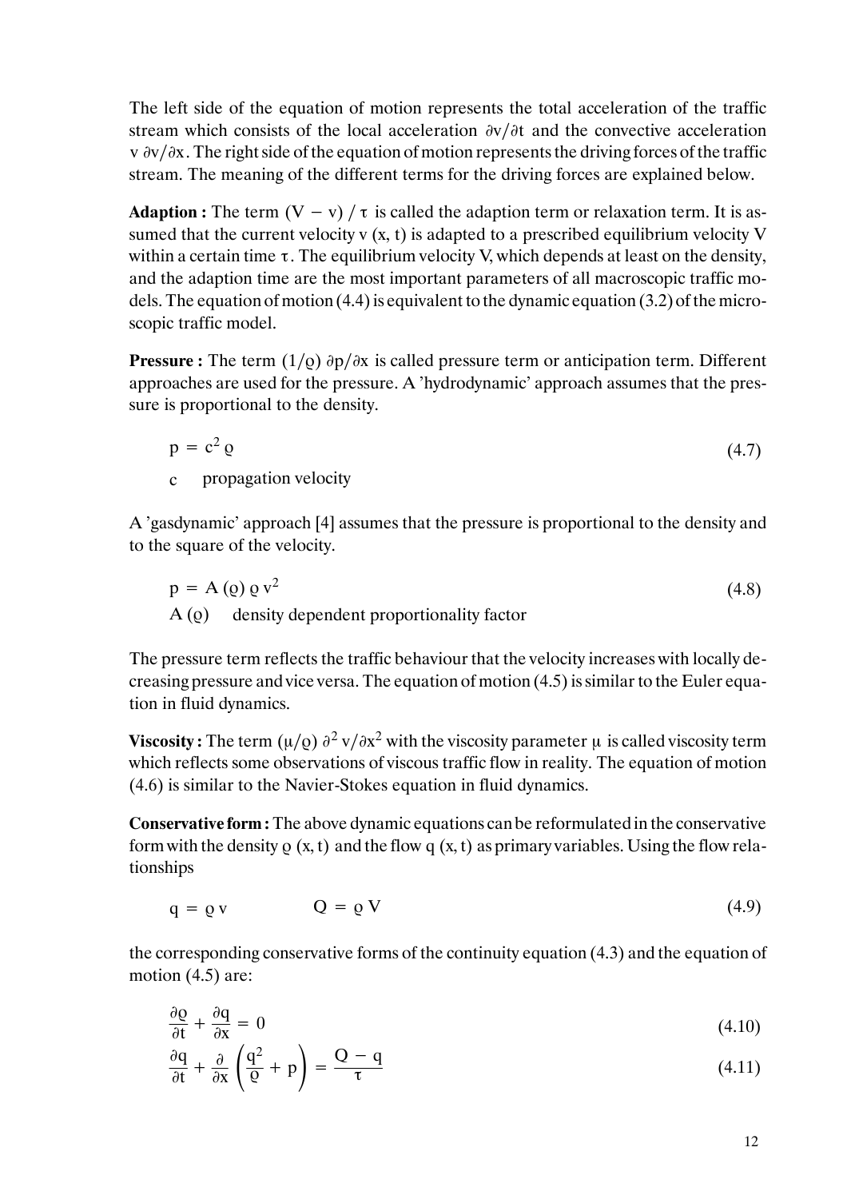The left side of the equation of motion represents the total acceleration of the traffic stream which consists of the local acceleration $\partial v/\partial t$ and the convective acceleration $v\ \partial v/\partial x$. The right side of the equation of motion represents the driving forces of the traffic stream. The meaning of the different terms for the driving forces are explained below.

**Adaption :** The term $(V - v) / \tau$ is called the adaption term or relaxation term. It is assumed that the current velocity $v\ (x, t)$ is adapted to a prescribed equilibrium velocity $V$ within a certain time $\tau$. The equilibrium velocity V, which depends at least on the density, and the adaption time are the most important parameters of all macroscopic traffic models. The equation of motion (4.4) is equivalent to the dynamic equation (3.2) of the microscopic traffic model.

**Pressure :** The term $(1/\varrho)\ \partial p/\partial x$ is called pressure term or anticipation term. Different approaches are used for the pressure. A 'hydrodynamic' approach assumes that the pressure is proportional to the density.

$$p = c^2 \varrho \tag{4.7}$$

$c$ propagation velocity

A 'gasdynamic' approach [4] assumes that the pressure is proportional to the density and to the square of the velocity.

$$p = A(\varrho)\, \varrho\, v^2 \tag{4.8}$$

$A(\varrho)$ density dependent proportionality factor

The pressure term reflects the traffic behaviour that the velocity increases with locally decreasing pressure and vice versa. The equation of motion (4.5) is similar to the Euler equation in fluid dynamics.

**Viscosity :** The term $(\mu/\varrho)\ \partial^2 v/\partial x^2$ with the viscosity parameter $\mu$ is called viscosity term which reflects some observations of viscous traffic flow in reality. The equation of motion (4.6) is similar to the Navier-Stokes equation in fluid dynamics.

**Conservative form :** The above dynamic equations can be reformulated in the conservative form with the density $\varrho\ (x, t)$ and the flow $q\ (x, t)$ as primary variables. Using the flow relationships

$$q = \varrho\, v \qquad\qquad Q = \varrho\, V \tag{4.9}$$

the corresponding conservative forms of the continuity equation (4.3) and the equation of motion (4.5) are:

$$\frac{\partial \varrho}{\partial t} + \frac{\partial q}{\partial x} = 0 \tag{4.10}$$

$$\frac{\partial q}{\partial t} + \frac{\partial}{\partial x}\left(\frac{q^2}{\varrho} + p\right) = \frac{Q - q}{\tau} \tag{4.11}$$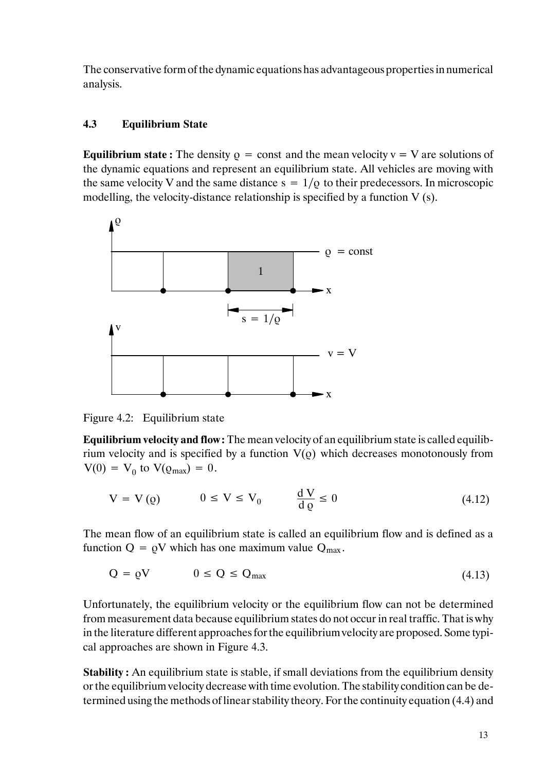The conservative form of the dynamic equations has advantageous properties in numerical analysis.

### 4.3 Equilibrium State

**Equilibrium state :** The density $\varrho = \text{const}$ and the mean velocity $v = V$ are solutions of the dynamic equations and represent an equilibrium state. All vehicles are moving with the same velocity V and the same distance $s = 1/\varrho$ to their predecessors. In microscopic modelling, the velocity-distance relationship is specified by a function V (s).

Figure 4.2: Equilibrium state

**Equilibrium velocity and flow :** The mean velocity of an equilibrium state is called equilibrium velocity and is specified by a function $V(\varrho)$ which decreases monotonously from $V(0) = V_0$ to $V(\varrho_{max}) = 0$.

$$V = V(\varrho) \qquad 0 \leq V \leq V_0 \qquad \frac{dV}{d\varrho} \leq 0 \tag{4.12}$$

The mean flow of an equilibrium state is called an equilibrium flow and is defined as a function $Q = \varrho V$ which has one maximum value $Q_{max}$.

$$Q = \varrho V \qquad 0 \leq Q \leq Q_{max} \tag{4.13}$$

Unfortunately, the equilibrium velocity or the equilibrium flow can not be determined from measurement data because equilibrium states do not occur in real traffic. That is why in the literature different approaches for the equilibrium velocity are proposed. Some typical approaches are shown in Figure 4.3.

**Stability :** An equilibrium state is stable, if small deviations from the equilibrium density or the equilibrium velocity decrease with time evolution. The stability condition can be determined using the methods of linear stability theory. For the continuity equation (4.4) and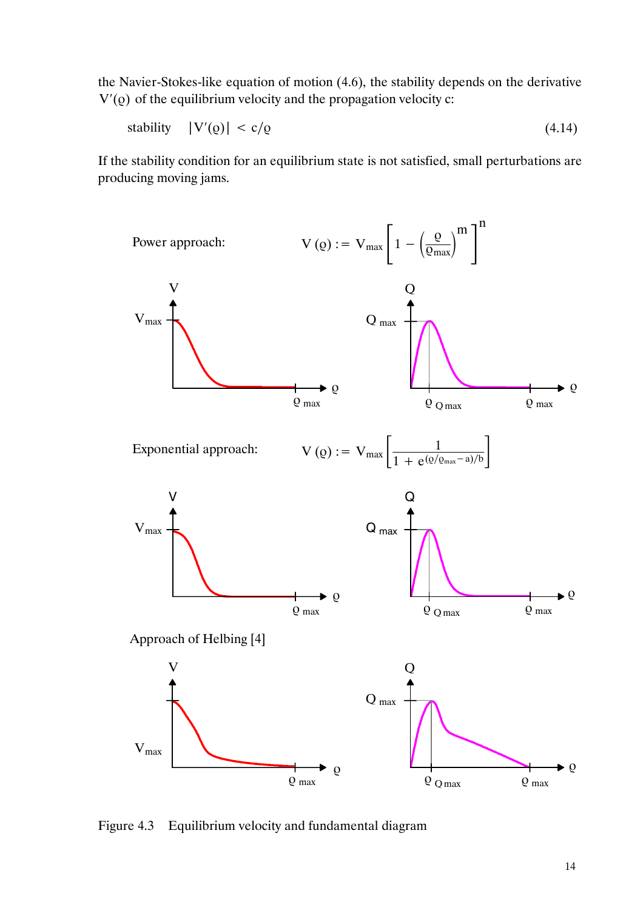the Navier-Stokes-like equation of motion (4.6), the stability depends on the derivative $V'(\varrho)$ of the equilibrium velocity and the propagation velocity c:

$$\text{stability} \quad |V'(\varrho)| < c/\varrho \tag{4.14}$$

If the stability condition for an equilibrium state is not satisfied, small perturbations are producing moving jams.

Power approach: $V(\varrho) := V_{max} \left[ 1 - \left( \frac{\varrho}{\varrho_{max}} \right)^m \right]^n$

Exponential approach: $V(\varrho) := V_{max} \left[ \frac{1}{1 + e^{(\varrho/\varrho_{max} - a)/b}} \right]$

Approach of Helbing [4]

Figure 4.3 Equilibrium velocity and fundamental diagram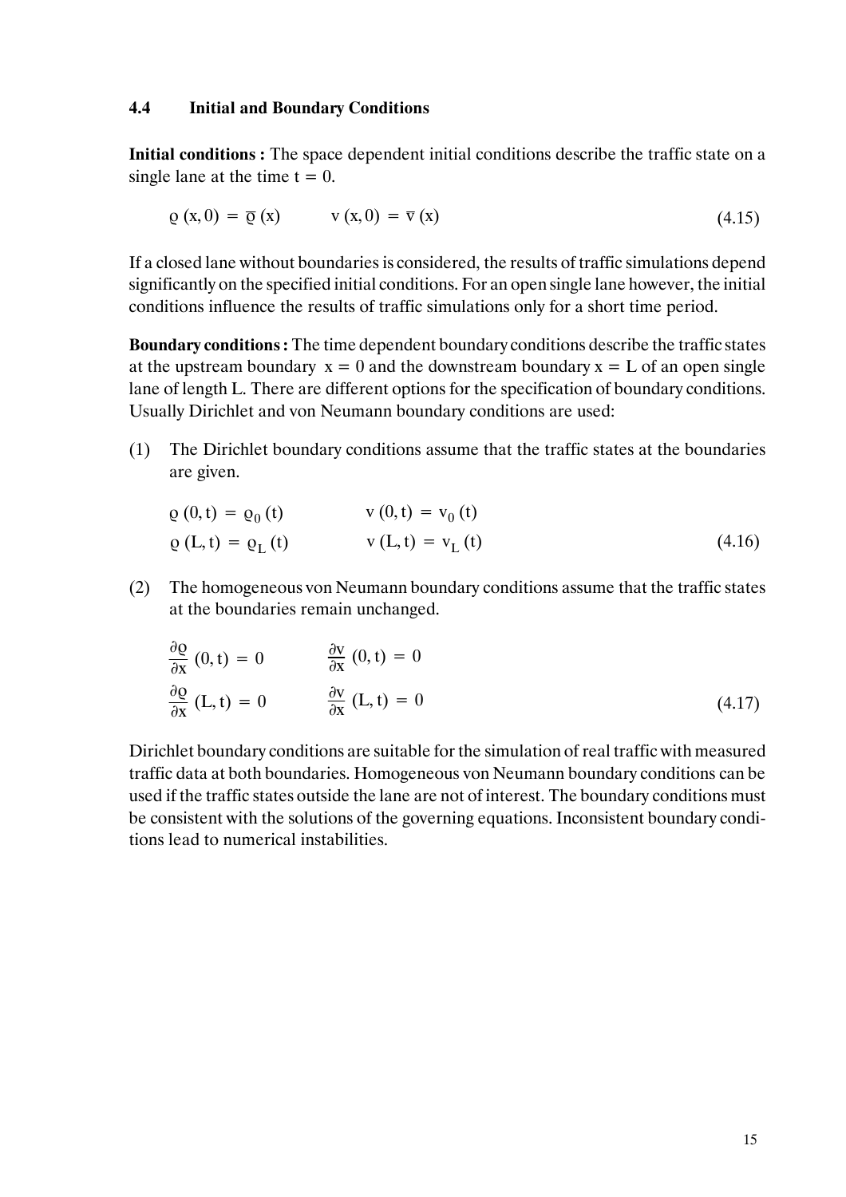### 4.4 Initial and Boundary Conditions

**Initial conditions :** The space dependent initial conditions describe the traffic state on a single lane at the time $t = 0$.

$$\varrho(x, 0) = \overline{\varrho}(x) \qquad v(x, 0) = \overline{v}(x) \tag{4.15}$$

If a closed lane without boundaries is considered, the results of traffic simulations depend significantly on the specified initial conditions. For an open single lane however, the initial conditions influence the results of traffic simulations only for a short time period.

**Boundary conditions :** The time dependent boundary conditions describe the traffic states at the upstream boundary $x = 0$ and the downstream boundary $x = L$ of an open single lane of length L. There are different options for the specification of boundary conditions. Usually Dirichlet and von Neumann boundary conditions are used:

(1) The Dirichlet boundary conditions assume that the traffic states at the boundaries are given.

$$\begin{aligned} \varrho(0, t) &= \varrho_0(t) \qquad & v(0, t) &= v_0(t) \\ \varrho(L, t) &= \varrho_L(t) \qquad & v(L, t) &= v_L(t) \end{aligned} \tag{4.16}$$

(2) The homogeneous von Neumann boundary conditions assume that the traffic states at the boundaries remain unchanged.

$$\begin{aligned} \frac{\partial \varrho}{\partial x}(0, t) &= 0 \qquad & \frac{\partial v}{\partial x}(0, t) &= 0 \\ \frac{\partial \varrho}{\partial x}(L, t) &= 0 \qquad & \frac{\partial v}{\partial x}(L, t) &= 0 \end{aligned} \tag{4.17}$$

Dirichlet boundary conditions are suitable for the simulation of real traffic with measured traffic data at both boundaries. Homogeneous von Neumann boundary conditions can be used if the traffic states outside the lane are not of interest. The boundary conditions must be consistent with the solutions of the governing equations. Inconsistent boundary conditions lead to numerical instabilities.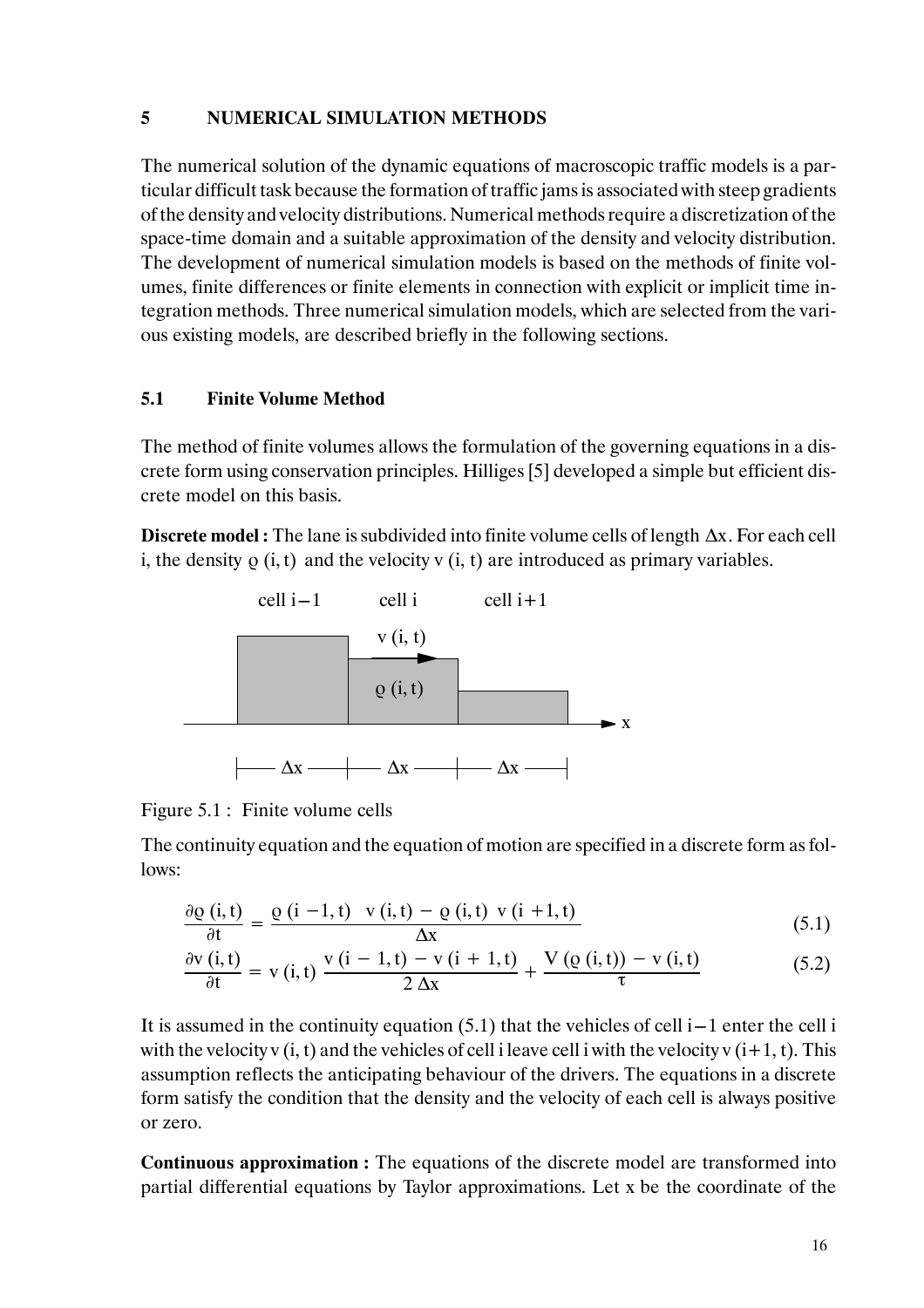# 5 NUMERICAL SIMULATION METHODS

The numerical solution of the dynamic equations of macroscopic traffic models is a particular difficult task because the formation of traffic jams is associated with steep gradients of the density and velocity distributions. Numerical methods require a discretization of the space-time domain and a suitable approximation of the density and velocity distribution. The development of numerical simulation models is based on the methods of finite volumes, finite differences or finite elements in connection with explicit or implicit time integration methods. Three numerical simulation models, which are selected from the various existing models, are described briefly in the following sections.

## 5.1 Finite Volume Method

The method of finite volumes allows the formulation of the governing equations in a discrete form using conservation principles. Hilliges [5] developed a simple but efficient discrete model on this basis.

**Discrete model :** The lane is subdivided into finite volume cells of length $\Delta x$. For each cell i, the density $\varrho\,(i,t)$ and the velocity $v\,(i,t)$ are introduced as primary variables.

cell $i-1$ cell $i$ cell $i+1$

$v\,(i,t)$

$\varrho\,(i,t)$

$\Delta x$ $\Delta x$ $\Delta x$

Figure 5.1 : Finite volume cells

The continuity equation and the equation of motion are specified in a discrete form as follows:

$$\frac{\partial \varrho\,(i,t)}{\partial t} = \frac{\varrho\,(i-1,t)\;\;v\,(i,t) - \varrho\,(i,t)\;\;v\,(i+1,t)}{\Delta x} \tag{5.1}$$

$$\frac{\partial v\,(i,t)}{\partial t} = v\,(i,t)\;\frac{v\,(i-1,t) - v\,(i+1,t)}{2\,\Delta x} + \frac{V\,(\varrho\,(i,t)) - v\,(i,t)}{\tau} \tag{5.2}$$

It is assumed in the continuity equation (5.1) that the vehicles of cell $i-1$ enter the cell i with the velocity $v\,(i,t)$ and the vehicles of cell i leave cell i with the velocity $v\,(i+1,t)$. This assumption reflects the anticipating behaviour of the drivers. The equations in a discrete form satisfy the condition that the density and the velocity of each cell is always positive or zero.

**Continuous approximation :** The equations of the discrete model are transformed into partial differential equations by Taylor approximations. Let x be the coordinate of the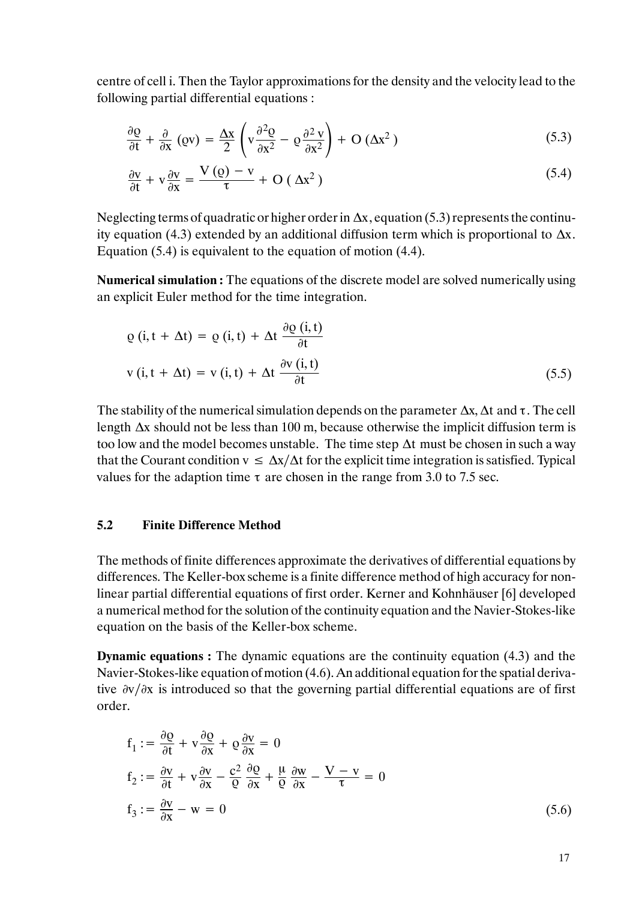centre of cell i. Then the Taylor approximations for the density and the velocity lead to the following partial differential equations :

$$\frac{\partial \varrho}{\partial t} + \frac{\partial}{\partial x}(\varrho v) = \frac{\Delta x}{2}\left( v \frac{\partial^2 \varrho}{\partial x^2} - \varrho \frac{\partial^2 v}{\partial x^2} \right) + O(\Delta x^2) \tag{5.3}$$

$$\frac{\partial v}{\partial t} + v \frac{\partial v}{\partial x} = \frac{V(\varrho) - v}{\tau} + O(\Delta x^2) \tag{5.4}$$

Neglecting terms of quadratic or higher order in $\Delta x$, equation (5.3) represents the continuity equation (4.3) extended by an additional diffusion term which is proportional to $\Delta x$. Equation (5.4) is equivalent to the equation of motion (4.4).

**Numerical simulation :** The equations of the discrete model are solved numerically using an explicit Euler method for the time integration.

$$\begin{aligned} \varrho(i, t + \Delta t) &= \varrho(i, t) + \Delta t \, \frac{\partial \varrho(i, t)}{\partial t} \\ v(i, t + \Delta t) &= v(i, t) + \Delta t \, \frac{\partial v(i, t)}{\partial t} \end{aligned} \tag{5.5}$$

The stability of the numerical simulation depends on the parameter $\Delta x, \Delta t$ and $\tau$. The cell length $\Delta x$ should not be less than 100 m, because otherwise the implicit diffusion term is too low and the model becomes unstable. The time step $\Delta t$ must be chosen in such a way that the Courant condition $v \leq \Delta x / \Delta t$ for the explicit time integration is satisfied. Typical values for the adaption time $\tau$ are chosen in the range from 3.0 to 7.5 sec.

## 5.2 Finite Difference Method

The methods of finite differences approximate the derivatives of differential equations by differences. The Keller-box scheme is a finite difference method of high accuracy for non-linear partial differential equations of first order. Kerner and Kohnhäuser [6] developed a numerical method for the solution of the continuity equation and the Navier-Stokes-like equation on the basis of the Keller-box scheme.

**Dynamic equations :** The dynamic equations are the continuity equation (4.3) and the Navier-Stokes-like equation of motion (4.6). An additional equation for the spatial derivative $\partial v / \partial x$ is introduced so that the governing partial differential equations are of first order.

$$\begin{aligned} f_1 &:= \frac{\partial \varrho}{\partial t} + v \frac{\partial \varrho}{\partial x} + \varrho \frac{\partial v}{\partial x} = 0 \\ f_2 &:= \frac{\partial v}{\partial t} + v \frac{\partial v}{\partial x} - \frac{c^2}{\varrho} \frac{\partial \varrho}{\partial x} + \frac{\mu}{\varrho} \frac{\partial w}{\partial x} - \frac{V - v}{\tau} = 0 \\ f_3 &:= \frac{\partial v}{\partial x} - w = 0 \end{aligned} \tag{5.6}$$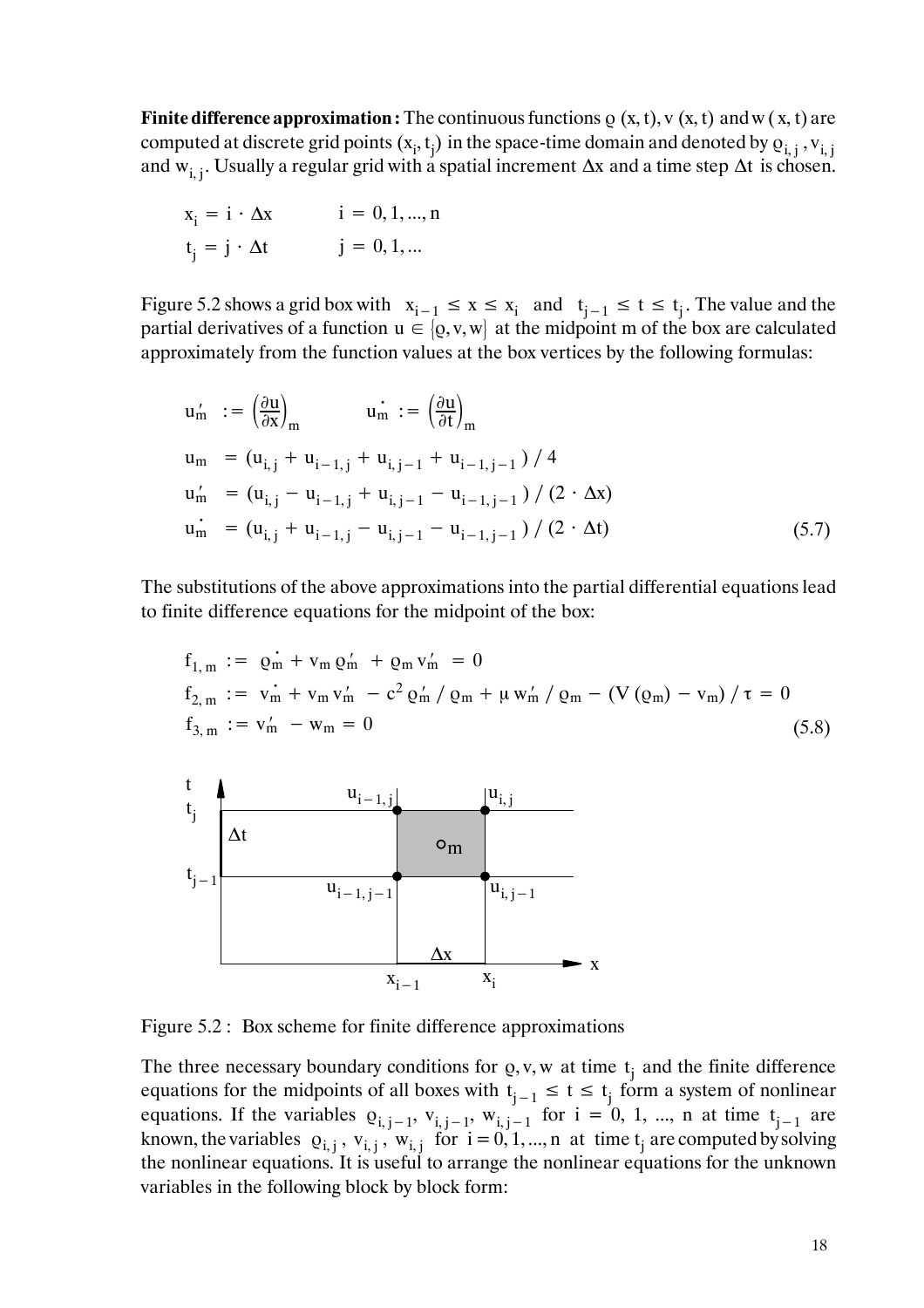**Finite difference approximation :** The continuous functions $\varrho(x,t)$, $v(x,t)$ and $w(x,t)$ are computed at discrete grid points $(x_i, t_j)$ in the space-time domain and denoted by $\varrho_{i,j}$, $v_{i,j}$ and $w_{i,j}$. Usually a regular grid with a spatial increment $\Delta x$ and a time step $\Delta t$ is chosen.

$$
\begin{aligned}
x_i &= i \cdot \Delta x \qquad & i &= 0, 1, ..., n \\
t_j &= j \cdot \Delta t \qquad & j &= 0, 1, ...
\end{aligned}
$$

Figure 5.2 shows a grid box with $x_{i-1} \le x \le x_i$ and $t_{j-1} \le t \le t_j$. The value and the partial derivatives of a function $u \in \{\varrho, v, w\}$ at the midpoint m of the box are calculated approximately from the function values at the box vertices by the following formulas:

$$
u'_m := \left(\frac{\partial u}{\partial x}\right)_m \qquad \dot{u}_m := \left(\frac{\partial u}{\partial t}\right)_m
$$

$$
\begin{aligned}
u_m &= (u_{i,j} + u_{i-1,j} + u_{i,j-1} + u_{i-1,j-1}) / 4 \\
u'_m &= (u_{i,j} - u_{i-1,j} + u_{i,j-1} - u_{i-1,j-1}) / (2 \cdot \Delta x) \\
\dot{u}_m &= (u_{i,j} + u_{i-1,j} - u_{i,j-1} - u_{i-1,j-1}) / (2 \cdot \Delta t)
\end{aligned}
\tag{5.7}
$$

The substitutions of the above approximations into the partial differential equations lead to finite difference equations for the midpoint of the box:

$$
\begin{aligned}
f_{1,m} &:= \dot{\varrho}_m + v_m \varrho'_m + \varrho_m v'_m = 0 \\
f_{2,m} &:= \dot{v}_m + v_m v'_m - c^2 \varrho'_m / \varrho_m + \mu w'_m / \varrho_m - (V(\varrho_m) - v_m) / \tau = 0 \\
f_{3,m} &:= v'_m - w_m = 0
\end{aligned}
\tag{5.8}
$$

Figure 5.2 : Box scheme for finite difference approximations

The three necessary boundary conditions for $\varrho, v, w$ at time $t_j$ and the finite difference equations for the midpoints of all boxes with $t_{j-1} \le t \le t_j$ form a system of nonlinear equations. If the variables $\varrho_{i,j-1}$, $v_{i,j-1}$, $w_{i,j-1}$ for $i = 0, 1, ..., n$ at time $t_{j-1}$ are known, the variables $\varrho_{i,j}$, $v_{i,j}$, $w_{i,j}$ for $i = 0, 1, ..., n$ at time $t_j$ are computed by solving the nonlinear equations. It is useful to arrange the nonlinear equations for the unknown variables in the following block by block form: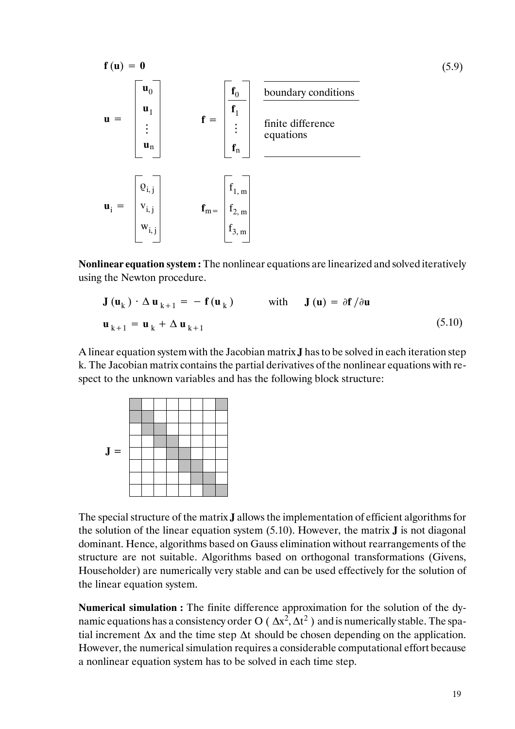$$\mathbf{f}(\mathbf{u}) = \mathbf{0} \tag{5.9}$$

$$\mathbf{u} = \begin{bmatrix} \mathbf{u}_0 \\ \mathbf{u}_1 \\ \vdots \\ \mathbf{u}_n \end{bmatrix} \qquad \mathbf{f} = \begin{bmatrix} \mathbf{f}_0 \\ \hline \mathbf{f}_1 \\ \vdots \\ \mathbf{f}_n \end{bmatrix} \quad \begin{array}{l} \text{boundary conditions} \\ \text{finite difference equations} \end{array}$$

$$\mathbf{u}_i = \begin{bmatrix} \varrho_{i,j} \\ v_{i,j} \\ w_{i,j} \end{bmatrix} \qquad \mathbf{f}_m = \begin{bmatrix} f_{1,m} \\ f_{2,m} \\ f_{3,m} \end{bmatrix}$$

**Nonlinear equation system :** The nonlinear equations are linearized and solved iteratively using the Newton procedure.

$$\mathbf{J}(\mathbf{u}_k) \cdot \Delta \mathbf{u}_{k+1} = -\mathbf{f}(\mathbf{u}_k) \qquad \text{with} \qquad \mathbf{J}(\mathbf{u}) = \partial \mathbf{f} / \partial \mathbf{u}$$

$$\mathbf{u}_{k+1} = \mathbf{u}_k + \Delta \mathbf{u}_{k+1} \tag{5.10}$$

A linear equation system with the Jacobian matrix $\mathbf{J}$ has to be solved in each iteration step k. The Jacobian matrix contains the partial derivatives of the nonlinear equations with respect to the unknown variables and has the following block structure:

$$\mathbf{J} = \begin{bmatrix} \blacksquare & & & & & & & \blacksquare \\ \blacksquare & \blacksquare & & & & & & \\ & \blacksquare & \blacksquare & & & & & \\ & & \blacksquare & \blacksquare & & & & \\ & & & \blacksquare & \blacksquare & & & \\ & & & & \blacksquare & \blacksquare & & \\ & & & & & \blacksquare & \blacksquare & \\ & & & & & & \blacksquare & \blacksquare \end{bmatrix}$$

The special structure of the matrix $\mathbf{J}$ allows the implementation of efficient algorithms for the solution of the linear equation system (5.10). However, the matrix $\mathbf{J}$ is not diagonal dominant. Hence, algorithms based on Gauss elimination without rearrangements of the structure are not suitable. Algorithms based on orthogonal transformations (Givens, Householder) are numerically very stable and can be used effectively for the solution of the linear equation system.

**Numerical simulation :** The finite difference approximation for the solution of the dynamic equations has a consistency order $O(\Delta x^2, \Delta t^2)$ and is numerically stable. The spatial increment $\Delta x$ and the time step $\Delta t$ should be chosen depending on the application. However, the numerical simulation requires a considerable computational effort because a nonlinear equation system has to be solved in each time step.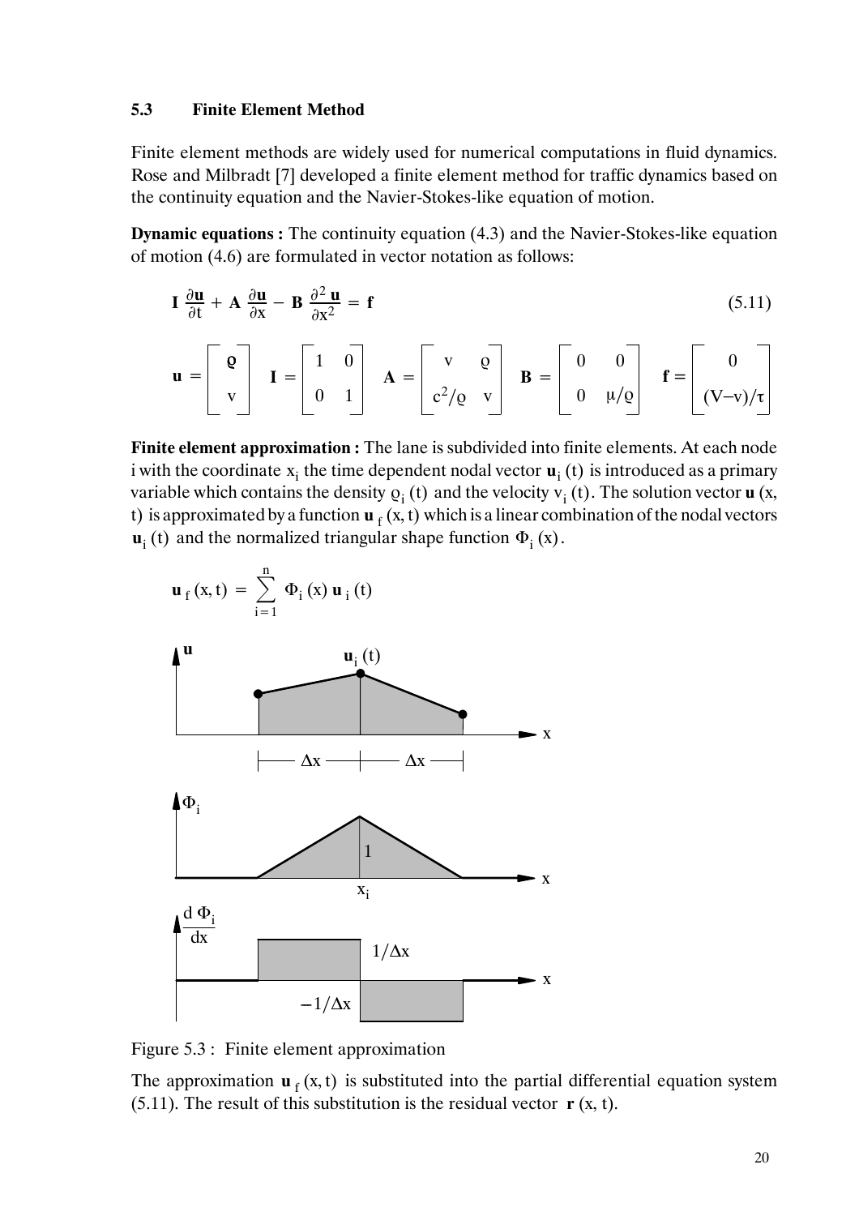### 5.3 Finite Element Method

Finite element methods are widely used for numerical computations in fluid dynamics. Rose and Milbradt [7] developed a finite element method for traffic dynamics based on the continuity equation and the Navier-Stokes-like equation of motion.

**Dynamic equations :** The continuity equation (4.3) and the Navier-Stokes-like equation of motion (4.6) are formulated in vector notation as follows:

$$\mathbf{I}\,\frac{\partial \mathbf{u}}{\partial t} + \mathbf{A}\,\frac{\partial \mathbf{u}}{\partial x} - \mathbf{B}\,\frac{\partial^2 \mathbf{u}}{\partial x^2} = \mathbf{f} \tag{5.11}$$

$$\mathbf{u} = \begin{bmatrix} \varrho \\ v \end{bmatrix} \quad \mathbf{I} = \begin{bmatrix} 1 & 0 \\ 0 & 1 \end{bmatrix} \quad \mathbf{A} = \begin{bmatrix} v & \varrho \\ c^2/\varrho & v \end{bmatrix} \quad \mathbf{B} = \begin{bmatrix} 0 & 0 \\ 0 & \mu/\varrho \end{bmatrix} \quad \mathbf{f} = \begin{bmatrix} 0 \\ (V-v)/\tau \end{bmatrix}$$

**Finite element approximation :** The lane is subdivided into finite elements. At each node i with the coordinate $x_i$ the time dependent nodal vector $\mathbf{u}_i(t)$ is introduced as a primary variable which contains the density $\varrho_i(t)$ and the velocity $v_i(t)$. The solution vector $\mathbf{u}(x, t)$ is approximated by a function $\mathbf{u}_f(x, t)$ which is a linear combination of the nodal vectors $\mathbf{u}_i(t)$ and the normalized triangular shape function $\Phi_i(x)$.

$$\mathbf{u}_f(x, t) = \sum_{i=1}^{n} \Phi_i(x)\,\mathbf{u}_i(t)$$

Figure 5.3 : Finite element approximation

The approximation $\mathbf{u}_f(x, t)$ is substituted into the partial differential equation system (5.11). The result of this substitution is the residual vector $\mathbf{r}(x, t)$.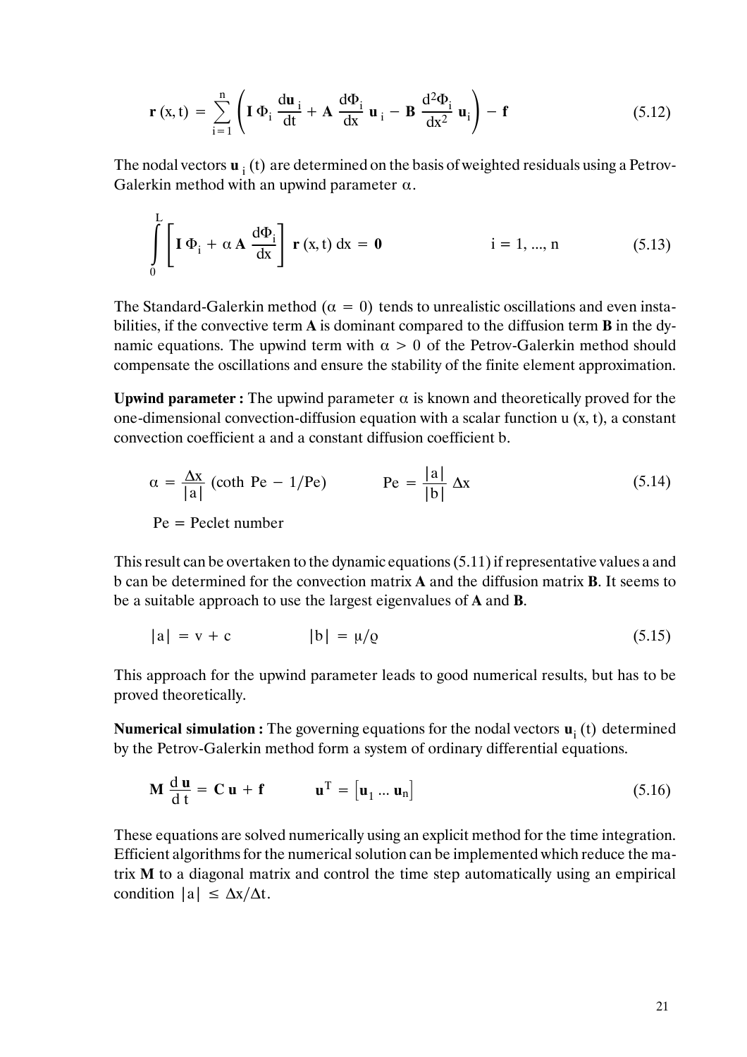$$\mathbf{r}(x, t) = \sum_{i=1}^{n} \left( \mathbf{I}\, \Phi_i \frac{d\mathbf{u}_i}{dt} + \mathbf{A} \frac{d\Phi_i}{dx} \mathbf{u}_i - \mathbf{B} \frac{d^2\Phi_i}{dx^2} \mathbf{u}_i \right) - \mathbf{f} \tag{5.12}$$

The nodal vectors $\mathbf{u}_i(t)$ are determined on the basis of weighted residuals using a Petrov-Galerkin method with an upwind parameter $\alpha$.

$$\int_0^L \left[ \mathbf{I}\, \Phi_i + \alpha\, \mathbf{A} \frac{d\Phi_i}{dx} \right] \mathbf{r}(x, t)\, dx = \mathbf{0} \qquad i = 1, ..., n \tag{5.13}$$

The Standard-Galerkin method ($\alpha = 0$) tends to unrealistic oscillations and even instabilities, if the convective term **A** is dominant compared to the diffusion term **B** in the dynamic equations. The upwind term with $\alpha > 0$ of the Petrov-Galerkin method should compensate the oscillations and ensure the stability of the finite element approximation.

**Upwind parameter :** The upwind parameter $\alpha$ is known and theoretically proved for the one-dimensional convection-diffusion equation with a scalar function $u(x, t)$, a constant convection coefficient a and a constant diffusion coefficient b.

$$\alpha = \frac{\Delta x}{|a|} (\coth \mathrm{Pe} - 1/\mathrm{Pe}) \qquad \mathrm{Pe} = \frac{|a|}{|b|} \Delta x \tag{5.14}$$

Pe = Peclet number

This result can be overtaken to the dynamic equations (5.11) if representative values a and b can be determined for the convection matrix **A** and the diffusion matrix **B**. It seems to be a suitable approach to use the largest eigenvalues of **A** and **B**.

$$|a| = v + c \qquad |b| = \mu/\varrho \tag{5.15}$$

This approach for the upwind parameter leads to good numerical results, but has to be proved theoretically.

**Numerical simulation :** The governing equations for the nodal vectors $\mathbf{u}_i(t)$ determined by the Petrov-Galerkin method form a system of ordinary differential equations.

$$\mathbf{M} \frac{d\,\mathbf{u}}{d\,t} = \mathbf{C}\,\mathbf{u} + \mathbf{f} \qquad \mathbf{u}^T = \left[ \mathbf{u}_1 \dots \mathbf{u}_n \right] \tag{5.16}$$

These equations are solved numerically using an explicit method for the time integration. Efficient algorithms for the numerical solution can be implemented which reduce the matrix **M** to a diagonal matrix and control the time step automatically using an empirical condition $|a| \leq \Delta x / \Delta t$.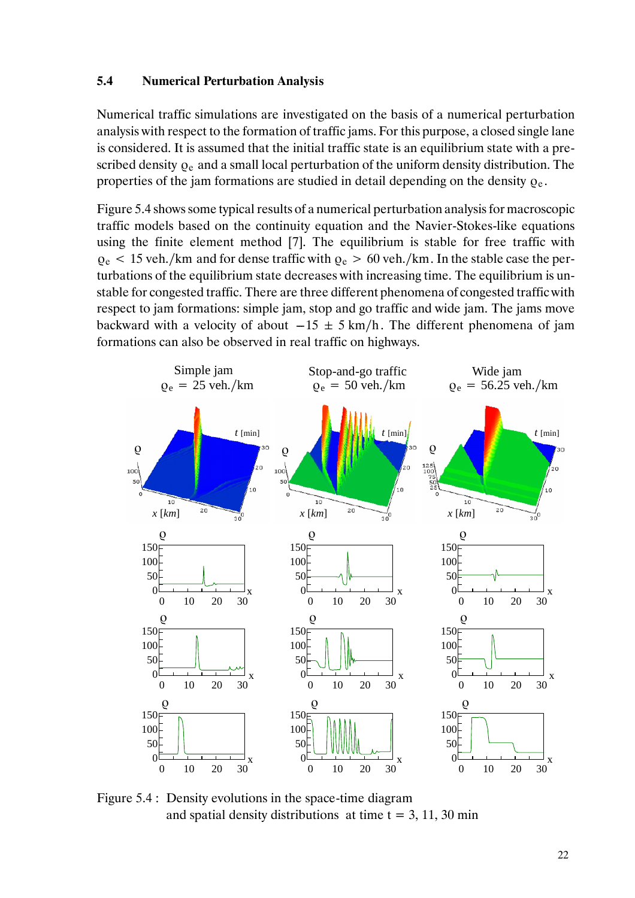## 5.4 Numerical Perturbation Analysis

Numerical traffic simulations are investigated on the basis of a numerical perturbation analysis with respect to the formation of traffic jams. For this purpose, a closed single lane is considered. It is assumed that the initial traffic state is an equilibrium state with a prescribed density $\varrho_e$ and a small local perturbation of the uniform density distribution. The properties of the jam formations are studied in detail depending on the density $\varrho_e$.

Figure 5.4 shows some typical results of a numerical perturbation analysis for macroscopic traffic models based on the continuity equation and the Navier-Stokes-like equations using the finite element method [7]. The equilibrium is stable for free traffic with $\varrho_e < 15$ veh./km and for dense traffic with $\varrho_e > 60$ veh./km. In the stable case the perturbations of the equilibrium state decreases with increasing time. The equilibrium is unstable for congested traffic. There are three different phenomena of congested traffic with respect to jam formations: simple jam, stop and go traffic and wide jam. The jams move backward with a velocity of about $-15 \pm 5$ km/h. The different phenomena of jam formations can also be observed in real traffic on highways.

Simple jam $\varrho_e = 25$ veh./km | Stop-and-go traffic $\varrho_e = 50$ veh./km | Wide jam $\varrho_e = 56.25$ veh./km

Figure 5.4 : Density evolutions in the space-time diagram and spatial density distributions at time t = 3, 11, 30 min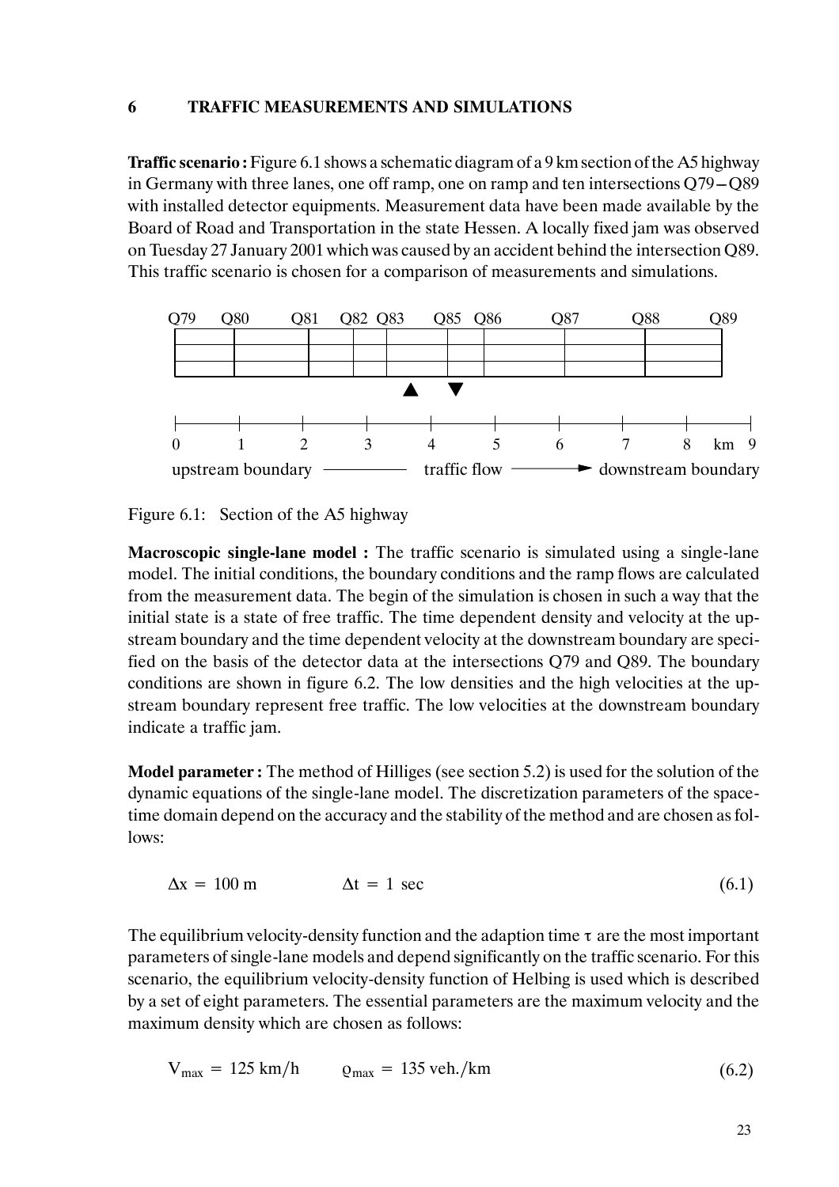## 6 TRAFFIC MEASUREMENTS AND SIMULATIONS

**Traffic scenario :** Figure 6.1 shows a schematic diagram of a 9 km section of the A5 highway in Germany with three lanes, one off ramp, one on ramp and ten intersections Q79 – Q89 with installed detector equipments. Measurement data have been made available by the Board of Road and Transportation in the state Hessen. A locally fixed jam was observed on Tuesday 27 January 2001 which was caused by an accident behind the intersection Q89. This traffic scenario is chosen for a comparison of measurements and simulations.

Figure 6.1: Section of the A5 highway

**Macroscopic single-lane model :** The traffic scenario is simulated using a single-lane model. The initial conditions, the boundary conditions and the ramp flows are calculated from the measurement data. The begin of the simulation is chosen in such a way that the initial state is a state of free traffic. The time dependent density and velocity at the upstream boundary and the time dependent velocity at the downstream boundary are specified on the basis of the detector data at the intersections Q79 and Q89. The boundary conditions are shown in figure 6.2. The low densities and the high velocities at the upstream boundary represent free traffic. The low velocities at the downstream boundary indicate a traffic jam.

**Model parameter :** The method of Hilliges (see section 5.2) is used for the solution of the dynamic equations of the single-lane model. The discretization parameters of the space-time domain depend on the accuracy and the stability of the method and are chosen as follows:

$$\Delta x = 100 \text{ m} \qquad \Delta t = 1 \text{ sec} \tag{6.1}$$

The equilibrium velocity-density function and the adaption time $\tau$ are the most important parameters of single-lane models and depend significantly on the traffic scenario. For this scenario, the equilibrium velocity-density function of Helbing is used which is described by a set of eight parameters. The essential parameters are the maximum velocity and the maximum density which are chosen as follows:

$$V_{max} = 125 \text{ km/h} \qquad \varrho_{max} = 135 \text{ veh./km} \tag{6.2}$$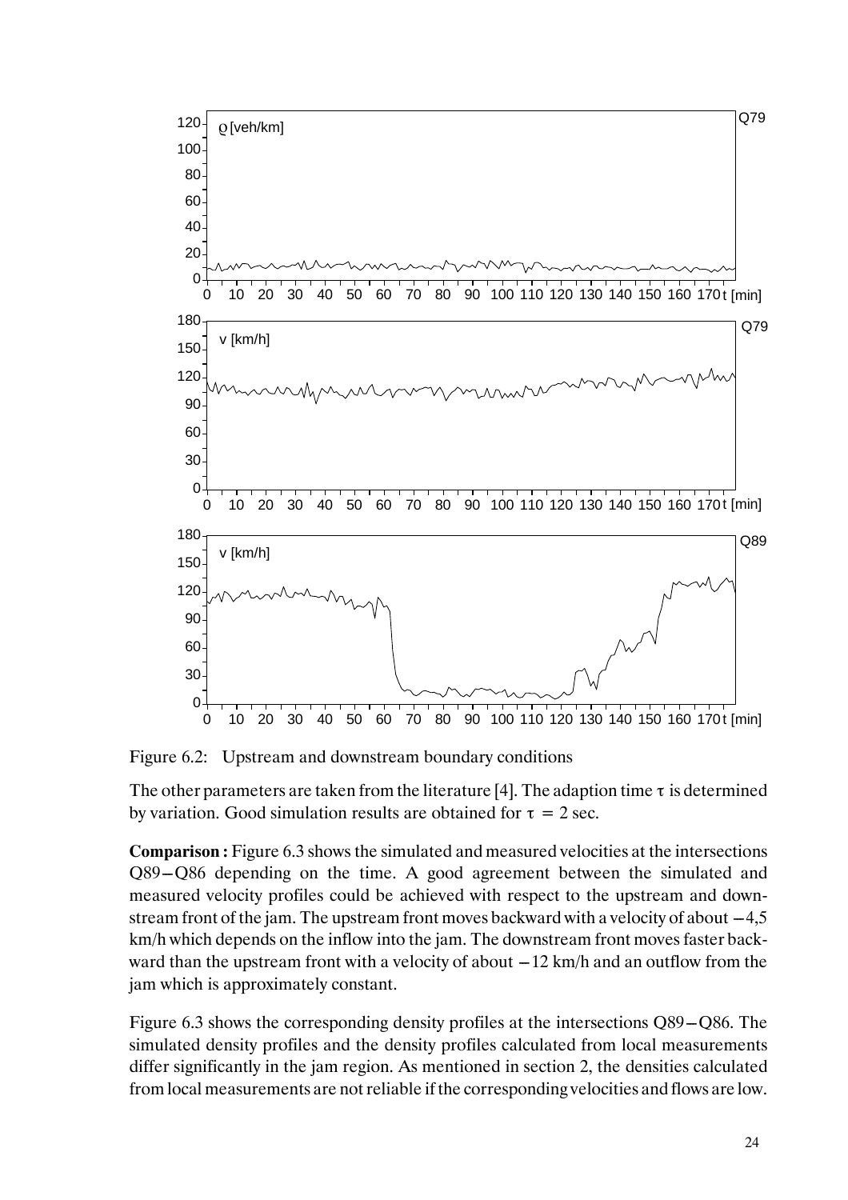Figure 6.2: Upstream and downstream boundary conditions

The other parameters are taken from the literature [4]. The adaption time $\tau$ is determined by variation. Good simulation results are obtained for $\tau = 2$ sec.

**Comparison :** Figure 6.3 shows the simulated and measured velocities at the intersections Q89−Q86 depending on the time. A good agreement between the simulated and measured velocity profiles could be achieved with respect to the upstream and downstream front of the jam. The upstream front moves backward with a velocity of about −4,5 km/h which depends on the inflow into the jam. The downstream front moves faster backward than the upstream front with a velocity of about −12 km/h and an outflow from the jam which is approximately constant.

Figure 6.3 shows the corresponding density profiles at the intersections Q89−Q86. The simulated density profiles and the density profiles calculated from local measurements differ significantly in the jam region. As mentioned in section 2, the densities calculated from local measurements are not reliable if the corresponding velocities and flows are low.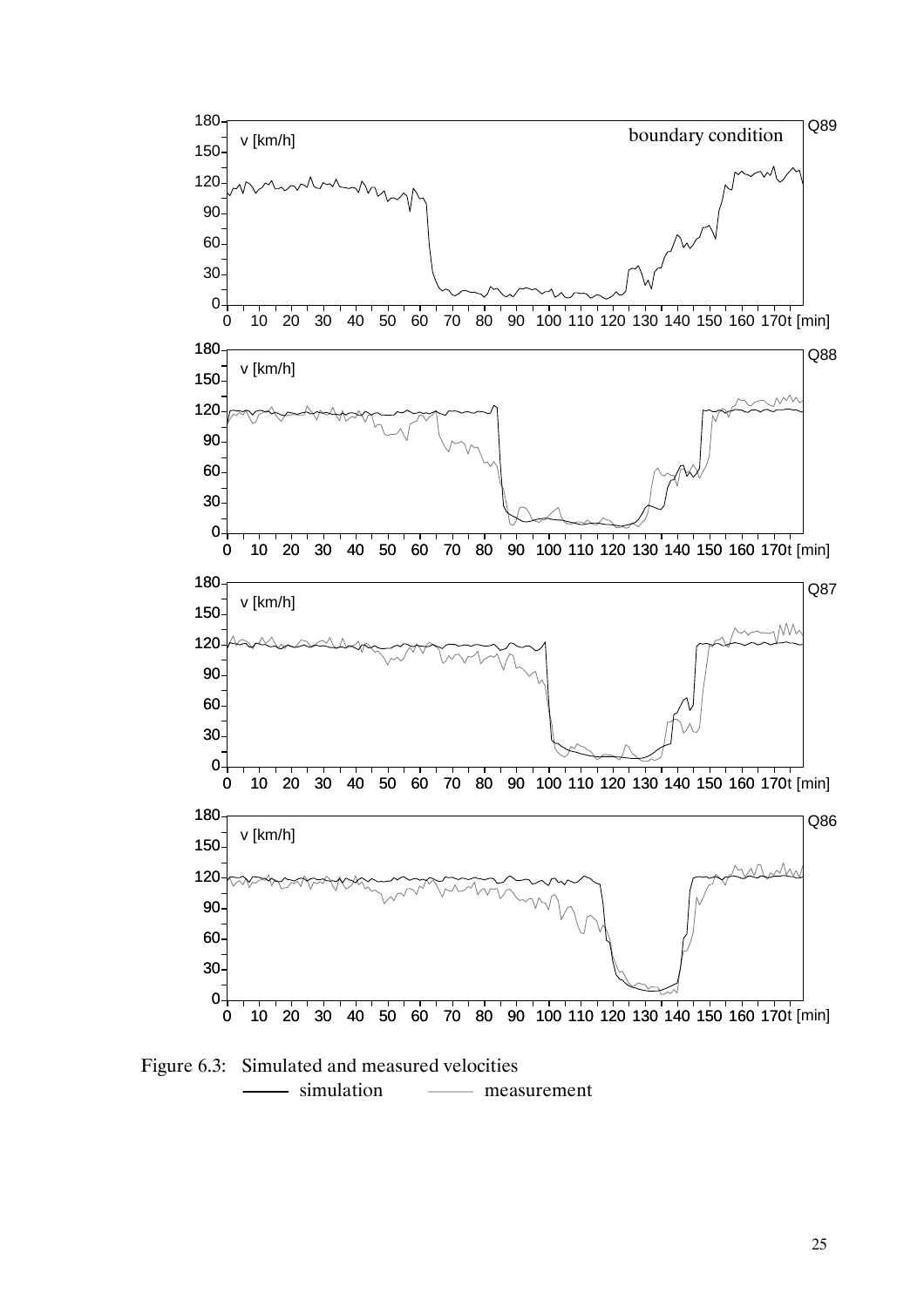Figure 6.3: Simulated and measured velocities

—— simulation —— measurement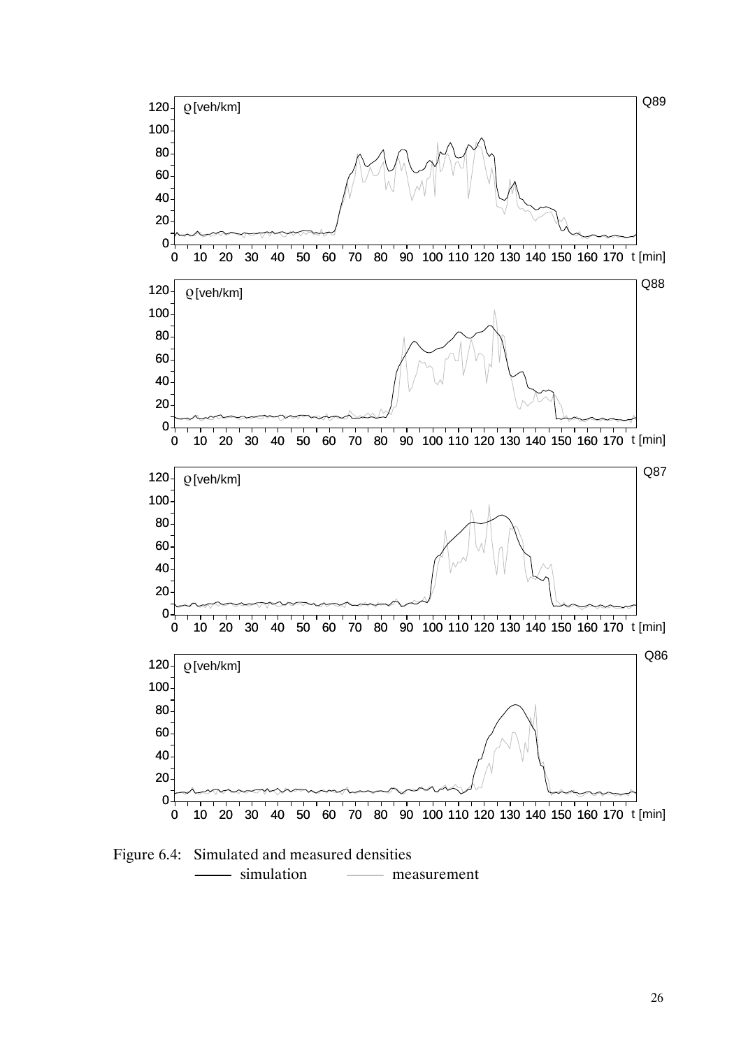Figure 6.4: Simulated and measured densities
—— simulation —— measurement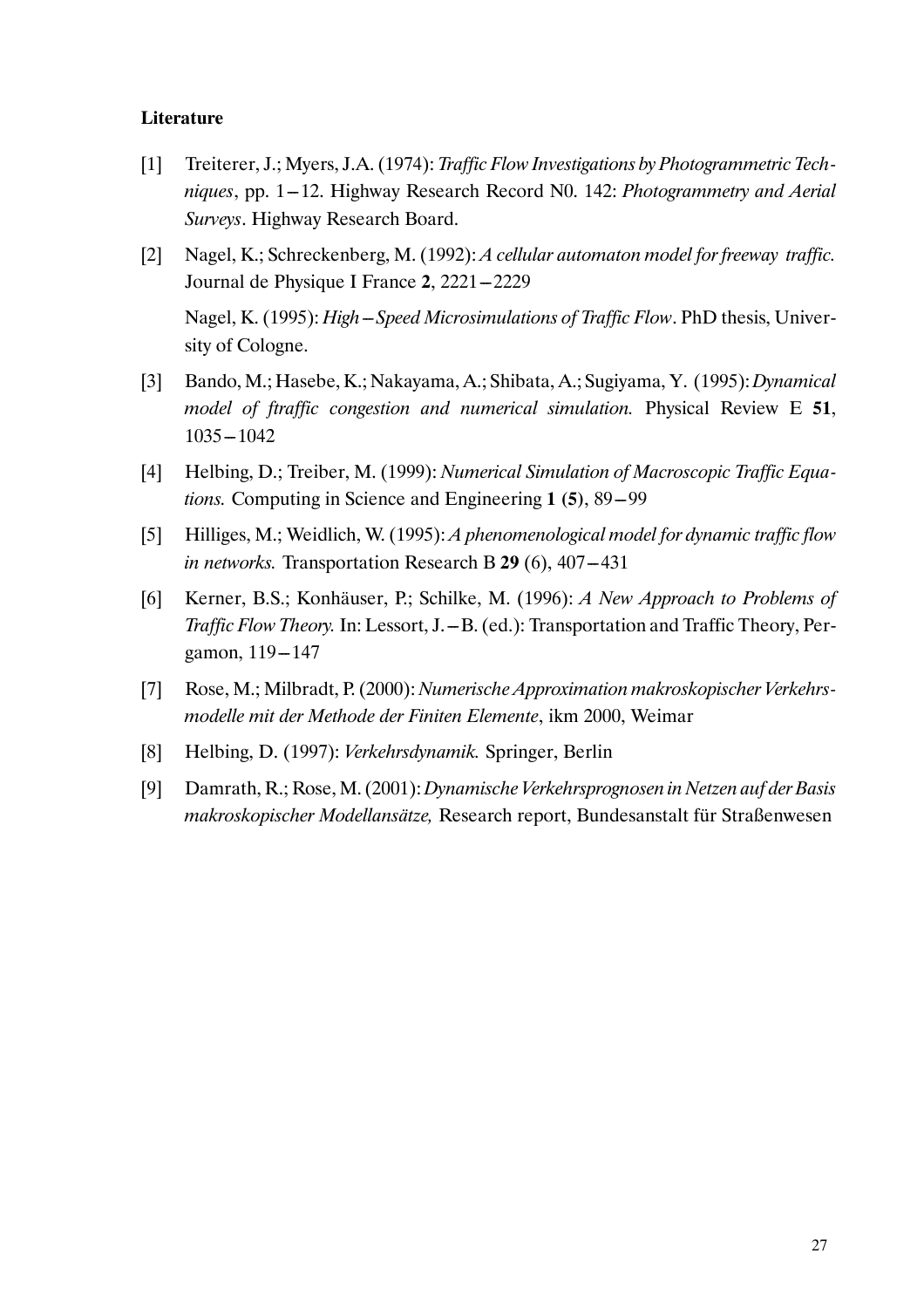**Literature**

[1] Treiterer, J.; Myers, J.A. (1974): *Traffic Flow Investigations by Photogrammetric Techniques*, pp. 1–12. Highway Research Record N0. 142: *Photogrammetry and Aerial Surveys*. Highway Research Board.

[2] Nagel, K.; Schreckenberg, M. (1992): *A cellular automaton model for freeway traffic.* Journal de Physique I France **2**, 2221–2229

Nagel, K. (1995): *High–Speed Microsimulations of Traffic Flow*. PhD thesis, University of Cologne.

[3] Bando, M.; Hasebe, K.; Nakayama, A.; Shibata, A.; Sugiyama, Y. (1995): *Dynamical model of ftraffic congestion and numerical simulation.* Physical Review E **51**, 1035–1042

[4] Helbing, D.; Treiber, M. (1999): *Numerical Simulation of Macroscopic Traffic Equations.* Computing in Science and Engineering **1** (**5**), 89–99

[5] Hilliges, M.; Weidlich, W. (1995): *A phenomenological model for dynamic traffic flow in networks.* Transportation Research B **29** (6), 407–431

[6] Kerner, B.S.; Konhäuser, P.; Schilke, M. (1996): *A New Approach to Problems of Traffic Flow Theory.* In: Lessort, J.–B. (ed.): Transportation and Traffic Theory, Pergamon, 119–147

[7] Rose, M.; Milbradt, P. (2000): *Numerische Approximation makroskopischer Verkehrsmodelle mit der Methode der Finiten Elemente*, ikm 2000, Weimar

[8] Helbing, D. (1997): *Verkehrsdynamik.* Springer, Berlin

[9] Damrath, R.; Rose, M. (2001): *Dynamische Verkehrsprognosen in Netzen auf der Basis makroskopischer Modellansätze,* Research report, Bundesanstalt für Straßenwesen